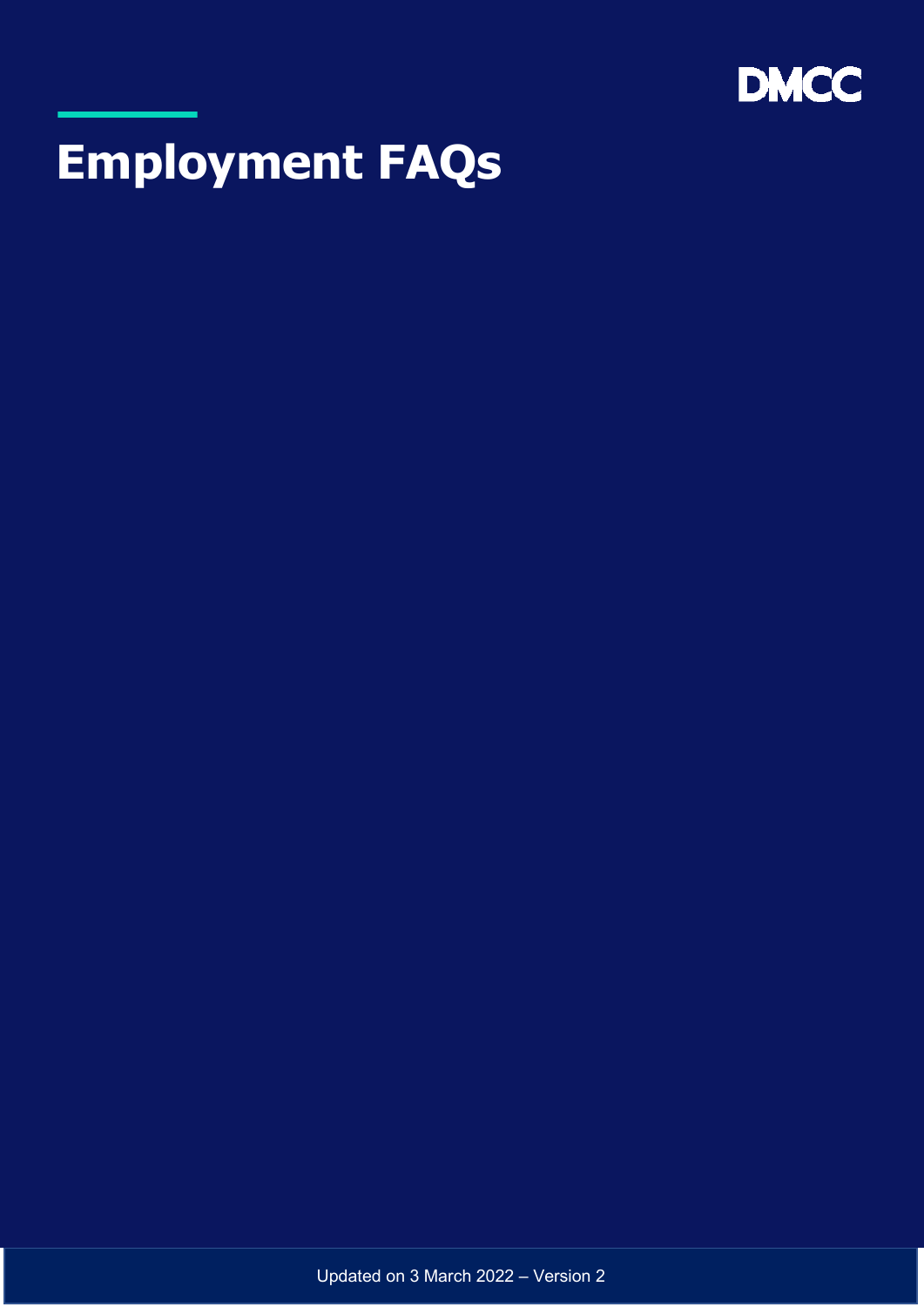DMCC

# Employment FAQs

Updated on 3 March 2022 – Version 2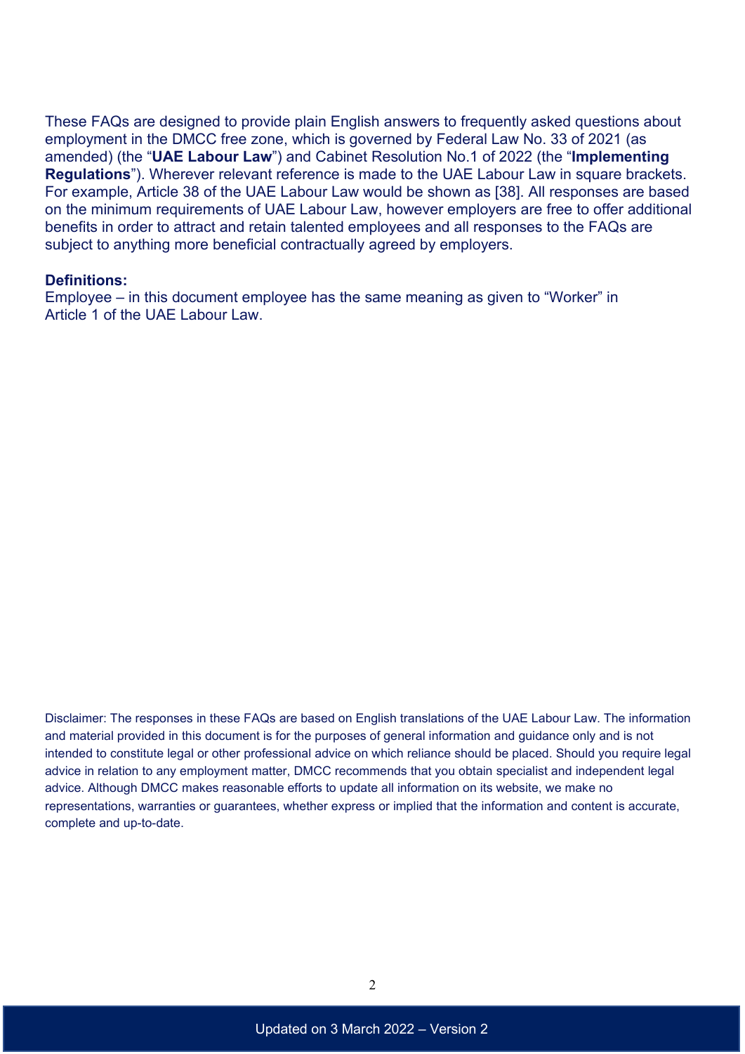These FAQs are designed to provide plain English answers to frequently asked questions about employment in the DMCC free zone, which is governed by Federal Law No. 33 of 2021 (as amended) (the "**UAE Labour Law**") and Cabinet Resolution No.1 of 2022 (the "**Implementing Regulations**"). Wherever relevant reference is made to the UAE Labour Law in square brackets. For example, Article 38 of the UAE Labour Law would be shown as [38]. All responses are based on the minimum requirements of UAE Labour Law, however employers are free to offer additional benefits in order to attract and retain talented employees and all responses to the FAQs are subject to anything more beneficial contractually agreed by employers.

**Definitions:**
Employee – in this document employee has the same meaning as given to "Worker" in Article 1 of the UAE Labour Law.

Disclaimer: The responses in these FAQs are based on English translations of the UAE Labour Law. The information and material provided in this document is for the purposes of general information and guidance only and is not intended to constitute legal or other professional advice on which reliance should be placed. Should you require legal advice in relation to any employment matter, DMCC recommends that you obtain specialist and independent legal advice. Although DMCC makes reasonable efforts to update all information on its website, we make no representations, warranties or guarantees, whether express or implied that the information and content is accurate, complete and up-to-date.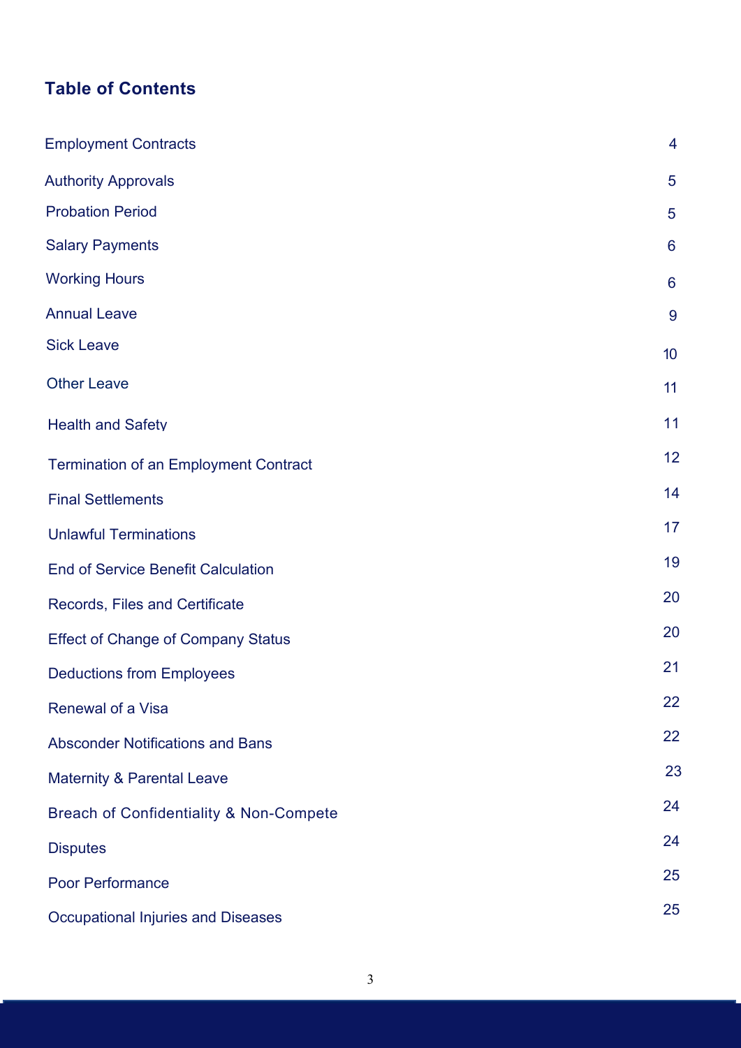## Table of Contents

| | |
|---|---|
| Employment Contracts | 4 |
| Authority Approvals | 5 |
| Probation Period | 5 |
| Salary Payments | 6 |
| Working Hours | 6 |
| Annual Leave | 9 |
| Sick Leave | 10 |
| Other Leave | 11 |
| Health and Safety | 11 |
| Termination of an Employment Contract | 12 |
| Final Settlements | 14 |
| Unlawful Terminations | 17 |
| End of Service Benefit Calculation | 19 |
| Records, Files and Certificate | 20 |
| Effect of Change of Company Status | 20 |
| Deductions from Employees | 21 |
| Renewal of a Visa | 22 |
| Absconder Notifications and Bans | 22 |
| Maternity & Parental Leave | 23 |
| Breach of Confidentiality & Non-Compete | 24 |
| Disputes | 24 |
| Poor Performance | 25 |
| Occupational Injuries and Diseases | 25 |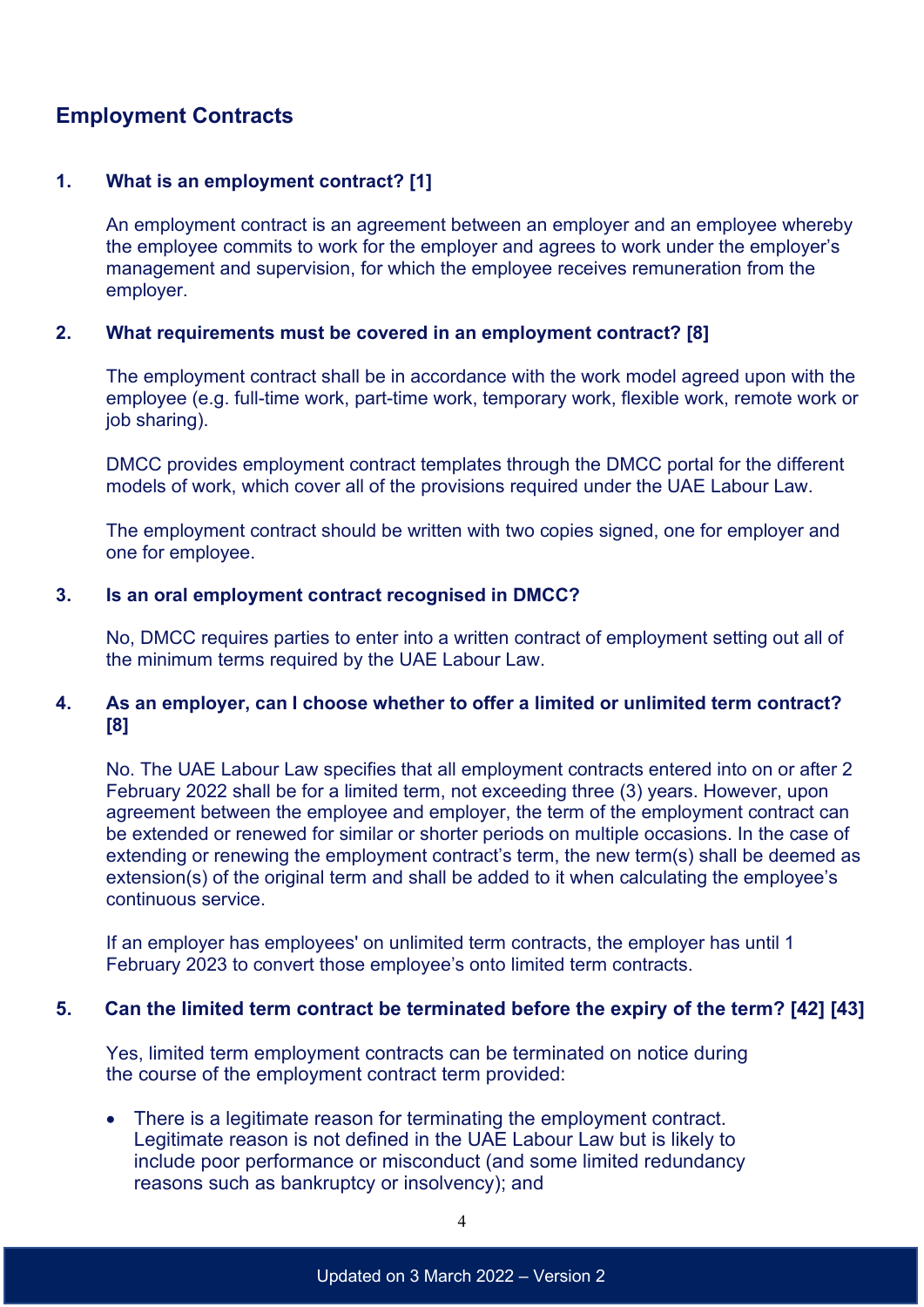## Employment Contracts

### 1. What is an employment contract? [1]

An employment contract is an agreement between an employer and an employee whereby the employee commits to work for the employer and agrees to work under the employer's management and supervision, for which the employee receives remuneration from the employer.

### 2. What requirements must be covered in an employment contract? [8]

The employment contract shall be in accordance with the work model agreed upon with the employee (e.g. full-time work, part-time work, temporary work, flexible work, remote work or job sharing).

DMCC provides employment contract templates through the DMCC portal for the different models of work, which cover all of the provisions required under the UAE Labour Law.

The employment contract should be written with two copies signed, one for employer and one for employee.

### 3. Is an oral employment contract recognised in DMCC?

No, DMCC requires parties to enter into a written contract of employment setting out all of the minimum terms required by the UAE Labour Law.

### 4. As an employer, can I choose whether to offer a limited or unlimited term contract? [8]

No. The UAE Labour Law specifies that all employment contracts entered into on or after 2 February 2022 shall be for a limited term, not exceeding three (3) years. However, upon agreement between the employee and employer, the term of the employment contract can be extended or renewed for similar or shorter periods on multiple occasions. In the case of extending or renewing the employment contract's term, the new term(s) shall be deemed as extension(s) of the original term and shall be added to it when calculating the employee's continuous service.

If an employer has employees' on unlimited term contracts, the employer has until 1 February 2023 to convert those employee's onto limited term contracts.

### 5. Can the limited term contract be terminated before the expiry of the term? [42] [43]

Yes, limited term employment contracts can be terminated on notice during the course of the employment contract term provided:

- There is a legitimate reason for terminating the employment contract. Legitimate reason is not defined in the UAE Labour Law but is likely to include poor performance or misconduct (and some limited redundancy reasons such as bankruptcy or insolvency); and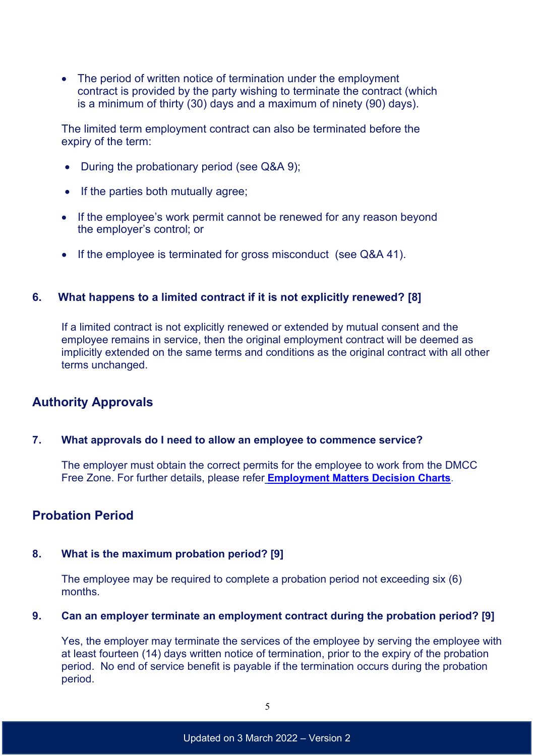- The period of written notice of termination under the employment contract is provided by the party wishing to terminate the contract (which is a minimum of thirty (30) days and a maximum of ninety (90) days).

The limited term employment contract can also be terminated before the expiry of the term:

- During the probationary period (see Q&A 9);
- If the parties both mutually agree;
- If the employee's work permit cannot be renewed for any reason beyond the employer's control; or
- If the employee is terminated for gross misconduct (see Q&A 41).

### 6. What happens to a limited contract if it is not explicitly renewed? [8]

If a limited contract is not explicitly renewed or extended by mutual consent and the employee remains in service, then the original employment contract will be deemed as implicitly extended on the same terms and conditions as the original contract with all other terms unchanged.

## Authority Approvals

### 7. What approvals do I need to allow an employee to commence service?

The employer must obtain the correct permits for the employee to work from the DMCC Free Zone. For further details, please refer **Employment Matters Decision Charts**.

## Probation Period

### 8. What is the maximum probation period? [9]

The employee may be required to complete a probation period not exceeding six (6) months.

### 9. Can an employer terminate an employment contract during the probation period? [9]

Yes, the employer may terminate the services of the employee by serving the employee with at least fourteen (14) days written notice of termination, prior to the expiry of the probation period. No end of service benefit is payable if the termination occurs during the probation period.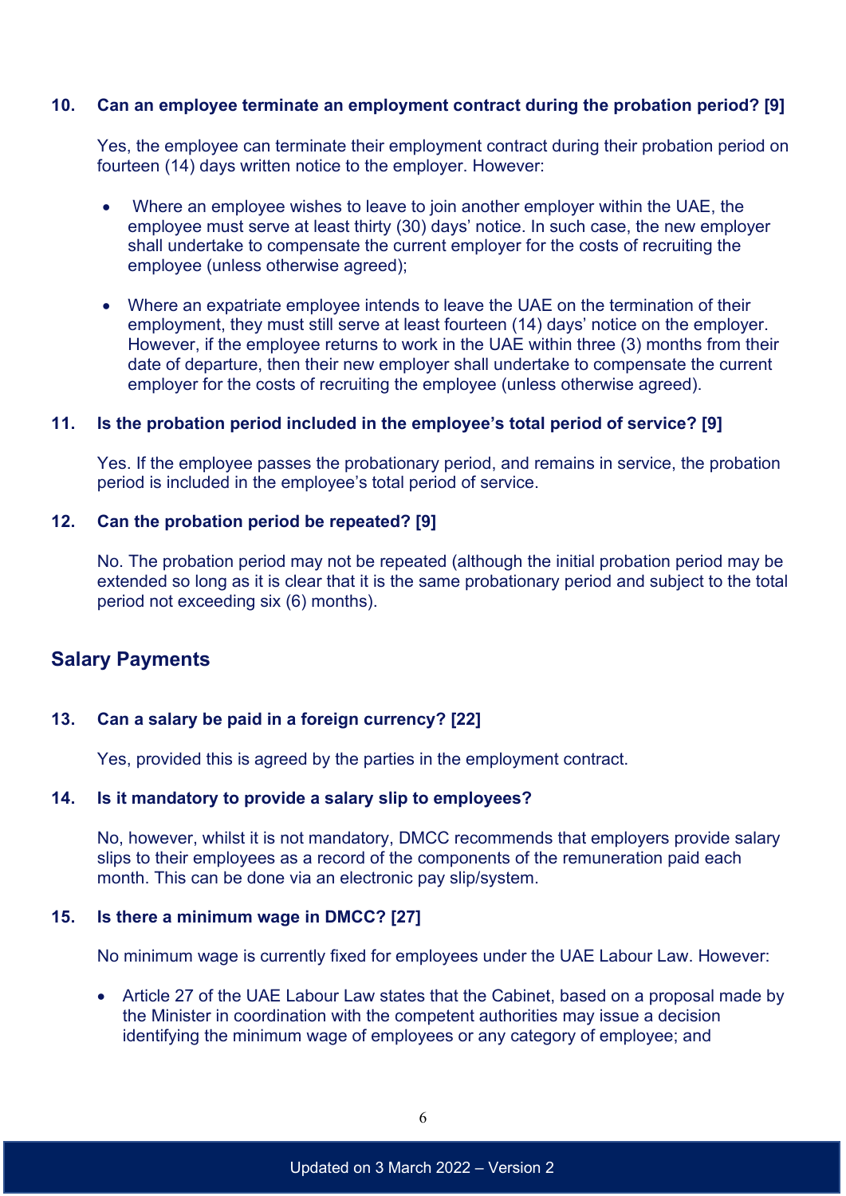**10. Can an employee terminate an employment contract during the probation period? [9]**

Yes, the employee can terminate their employment contract during their probation period on fourteen (14) days written notice to the employer. However:

- Where an employee wishes to leave to join another employer within the UAE, the employee must serve at least thirty (30) days' notice. In such case, the new employer shall undertake to compensate the current employer for the costs of recruiting the employee (unless otherwise agreed);
- Where an expatriate employee intends to leave the UAE on the termination of their employment, they must still serve at least fourteen (14) days' notice on the employer. However, if the employee returns to work in the UAE within three (3) months from their date of departure, then their new employer shall undertake to compensate the current employer for the costs of recruiting the employee (unless otherwise agreed).

**11. Is the probation period included in the employee's total period of service? [9]**

Yes. If the employee passes the probationary period, and remains in service, the probation period is included in the employee's total period of service.

**12. Can the probation period be repeated? [9]**

No. The probation period may not be repeated (although the initial probation period may be extended so long as it is clear that it is the same probationary period and subject to the total period not exceeding six (6) months).

## Salary Payments

**13. Can a salary be paid in a foreign currency? [22]**

Yes, provided this is agreed by the parties in the employment contract.

**14. Is it mandatory to provide a salary slip to employees?**

No, however, whilst it is not mandatory, DMCC recommends that employers provide salary slips to their employees as a record of the components of the remuneration paid each month. This can be done via an electronic pay slip/system.

**15. Is there a minimum wage in DMCC? [27]**

No minimum wage is currently fixed for employees under the UAE Labour Law. However:

- Article 27 of the UAE Labour Law states that the Cabinet, based on a proposal made by the Minister in coordination with the competent authorities may issue a decision identifying the minimum wage of employees or any category of employee; and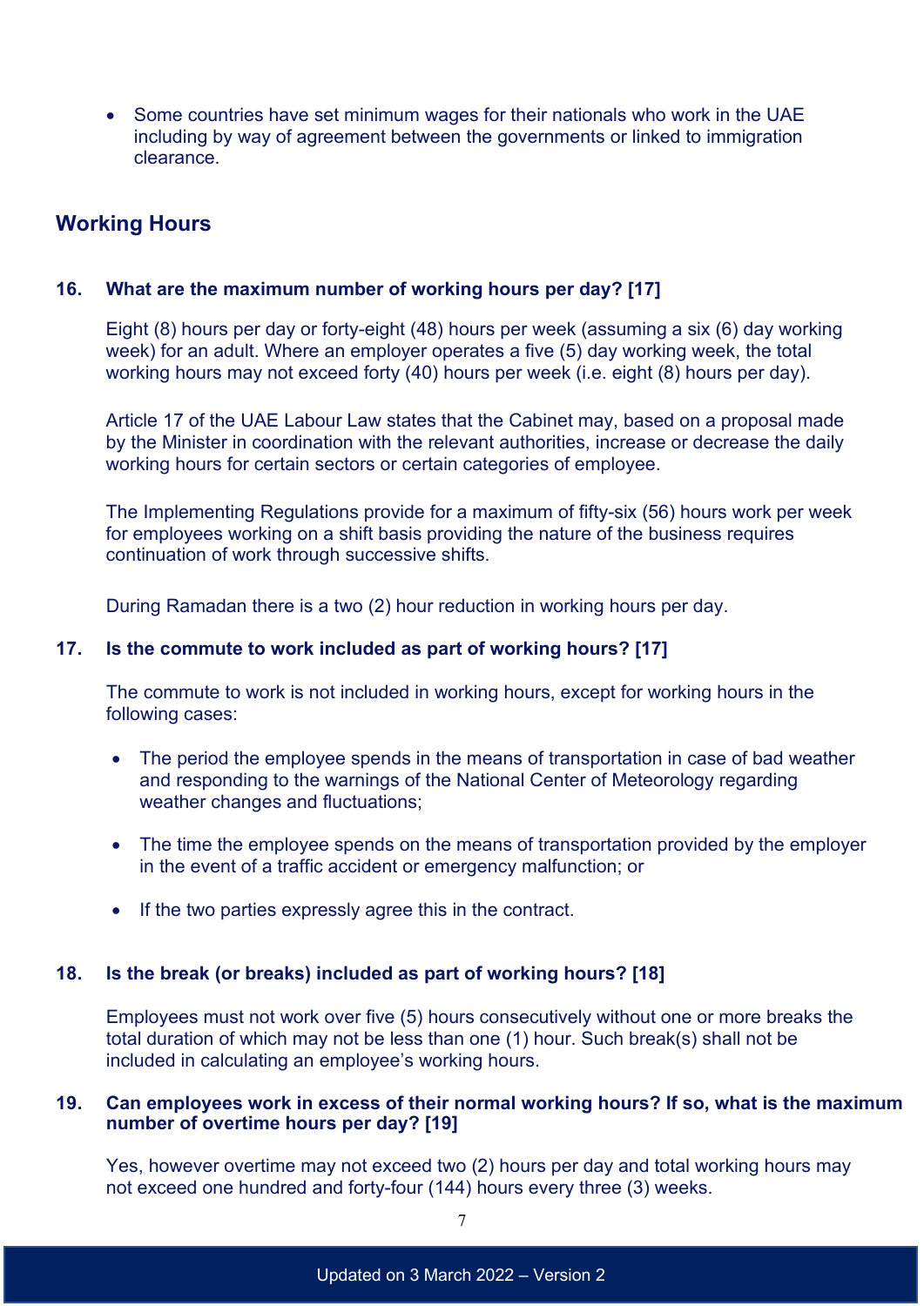- Some countries have set minimum wages for their nationals who work in the UAE including by way of agreement between the governments or linked to immigration clearance.

## Working Hours

### 16. What are the maximum number of working hours per day? [17]

Eight (8) hours per day or forty-eight (48) hours per week (assuming a six (6) day working week) for an adult. Where an employer operates a five (5) day working week, the total working hours may not exceed forty (40) hours per week (i.e. eight (8) hours per day).

Article 17 of the UAE Labour Law states that the Cabinet may, based on a proposal made by the Minister in coordination with the relevant authorities, increase or decrease the daily working hours for certain sectors or certain categories of employee.

The Implementing Regulations provide for a maximum of fifty-six (56) hours work per week for employees working on a shift basis providing the nature of the business requires continuation of work through successive shifts.

During Ramadan there is a two (2) hour reduction in working hours per day.

### 17. Is the commute to work included as part of working hours? [17]

The commute to work is not included in working hours, except for working hours in the following cases:

- The period the employee spends in the means of transportation in case of bad weather and responding to the warnings of the National Center of Meteorology regarding weather changes and fluctuations;
- The time the employee spends on the means of transportation provided by the employer in the event of a traffic accident or emergency malfunction; or
- If the two parties expressly agree this in the contract.

### 18. Is the break (or breaks) included as part of working hours? [18]

Employees must not work over five (5) hours consecutively without one or more breaks the total duration of which may not be less than one (1) hour. Such break(s) shall not be included in calculating an employee's working hours.

### 19. Can employees work in excess of their normal working hours? If so, what is the maximum number of overtime hours per day? [19]

Yes, however overtime may not exceed two (2) hours per day and total working hours may not exceed one hundred and forty-four (144) hours every three (3) weeks.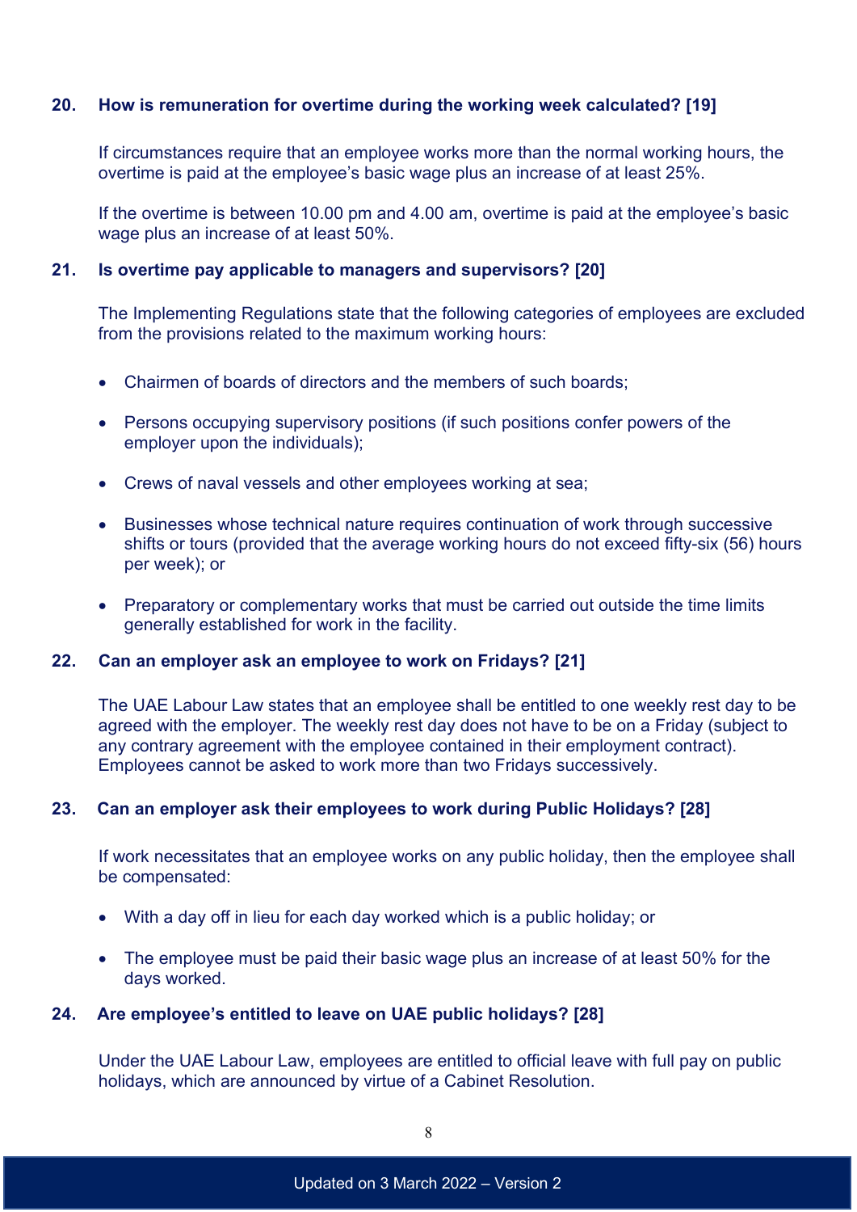### 20. How is remuneration for overtime during the working week calculated? [19]

If circumstances require that an employee works more than the normal working hours, the overtime is paid at the employee's basic wage plus an increase of at least 25%.

If the overtime is between 10.00 pm and 4.00 am, overtime is paid at the employee's basic wage plus an increase of at least 50%.

### 21. Is overtime pay applicable to managers and supervisors? [20]

The Implementing Regulations state that the following categories of employees are excluded from the provisions related to the maximum working hours:

- Chairmen of boards of directors and the members of such boards;
- Persons occupying supervisory positions (if such positions confer powers of the employer upon the individuals);
- Crews of naval vessels and other employees working at sea;
- Businesses whose technical nature requires continuation of work through successive shifts or tours (provided that the average working hours do not exceed fifty-six (56) hours per week); or
- Preparatory or complementary works that must be carried out outside the time limits generally established for work in the facility.

### 22. Can an employer ask an employee to work on Fridays? [21]

The UAE Labour Law states that an employee shall be entitled to one weekly rest day to be agreed with the employer. The weekly rest day does not have to be on a Friday (subject to any contrary agreement with the employee contained in their employment contract). Employees cannot be asked to work more than two Fridays successively.

### 23. Can an employer ask their employees to work during Public Holidays? [28]

If work necessitates that an employee works on any public holiday, then the employee shall be compensated:

- With a day off in lieu for each day worked which is a public holiday; or
- The employee must be paid their basic wage plus an increase of at least 50% for the days worked.

### 24. Are employee's entitled to leave on UAE public holidays? [28]

Under the UAE Labour Law, employees are entitled to official leave with full pay on public holidays, which are announced by virtue of a Cabinet Resolution.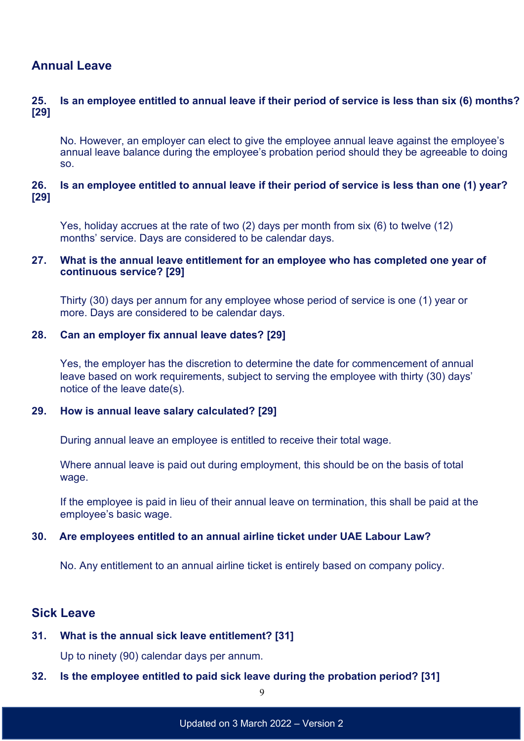## Annual Leave

**25. Is an employee entitled to annual leave if their period of service is less than six (6) months? [29]**

No. However, an employer can elect to give the employee annual leave against the employee's annual leave balance during the employee's probation period should they be agreeable to doing so.

**26. Is an employee entitled to annual leave if their period of service is less than one (1) year? [29]**

Yes, holiday accrues at the rate of two (2) days per month from six (6) to twelve (12) months' service. Days are considered to be calendar days.

**27. What is the annual leave entitlement for an employee who has completed one year of continuous service? [29]**

Thirty (30) days per annum for any employee whose period of service is one (1) year or more. Days are considered to be calendar days.

**28. Can an employer fix annual leave dates? [29]**

Yes, the employer has the discretion to determine the date for commencement of annual leave based on work requirements, subject to serving the employee with thirty (30) days' notice of the leave date(s).

**29. How is annual leave salary calculated? [29]**

During annual leave an employee is entitled to receive their total wage.

Where annual leave is paid out during employment, this should be on the basis of total wage.

If the employee is paid in lieu of their annual leave on termination, this shall be paid at the employee's basic wage.

**30. Are employees entitled to an annual airline ticket under UAE Labour Law?**

No. Any entitlement to an annual airline ticket is entirely based on company policy.

## Sick Leave

**31. What is the annual sick leave entitlement? [31]**

Up to ninety (90) calendar days per annum.

**32. Is the employee entitled to paid sick leave during the probation period? [31]**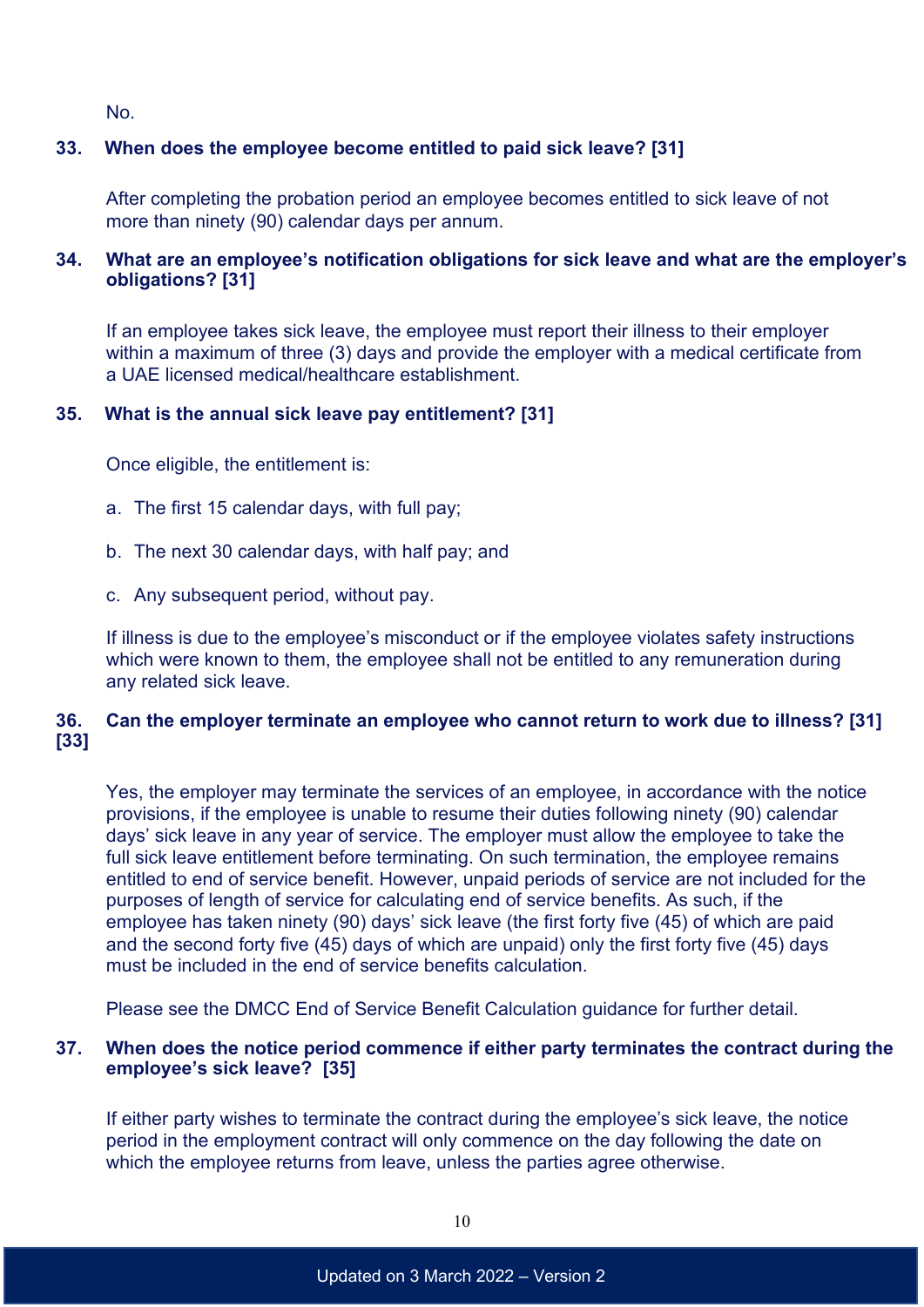No.

**33. When does the employee become entitled to paid sick leave? [31]**

After completing the probation period an employee becomes entitled to sick leave of not more than ninety (90) calendar days per annum.

**34. What are an employee's notification obligations for sick leave and what are the employer's obligations? [31]**

If an employee takes sick leave, the employee must report their illness to their employer within a maximum of three (3) days and provide the employer with a medical certificate from a UAE licensed medical/healthcare establishment.

**35. What is the annual sick leave pay entitlement? [31]**

Once eligible, the entitlement is:

a. The first 15 calendar days, with full pay;

b. The next 30 calendar days, with half pay; and

c. Any subsequent period, without pay.

If illness is due to the employee's misconduct or if the employee violates safety instructions which were known to them, the employee shall not be entitled to any remuneration during any related sick leave.

**36. Can the employer terminate an employee who cannot return to work due to illness? [31] [33]**

Yes, the employer may terminate the services of an employee, in accordance with the notice provisions, if the employee is unable to resume their duties following ninety (90) calendar days' sick leave in any year of service. The employer must allow the employee to take the full sick leave entitlement before terminating. On such termination, the employee remains entitled to end of service benefit. However, unpaid periods of service are not included for the purposes of length of service for calculating end of service benefits. As such, if the employee has taken ninety (90) days' sick leave (the first forty five (45) of which are paid and the second forty five (45) days of which are unpaid) only the first forty five (45) days must be included in the end of service benefits calculation.

Please see the DMCC End of Service Benefit Calculation guidance for further detail.

**37. When does the notice period commence if either party terminates the contract during the employee's sick leave? [35]**

If either party wishes to terminate the contract during the employee's sick leave, the notice period in the employment contract will only commence on the day following the date on which the employee returns from leave, unless the parties agree otherwise.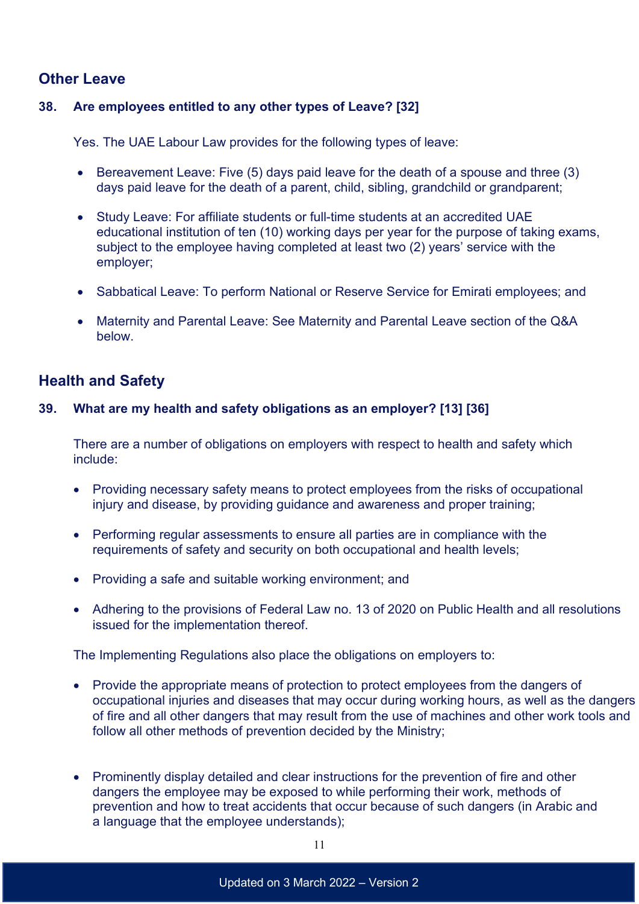## Other Leave

### 38. Are employees entitled to any other types of Leave? [32]

Yes. The UAE Labour Law provides for the following types of leave:

- Bereavement Leave: Five (5) days paid leave for the death of a spouse and three (3) days paid leave for the death of a parent, child, sibling, grandchild or grandparent;
- Study Leave: For affiliate students or full-time students at an accredited UAE educational institution of ten (10) working days per year for the purpose of taking exams, subject to the employee having completed at least two (2) years' service with the employer;
- Sabbatical Leave: To perform National or Reserve Service for Emirati employees; and
- Maternity and Parental Leave: See Maternity and Parental Leave section of the Q&A below.

## Health and Safety

### 39. What are my health and safety obligations as an employer? [13] [36]

There are a number of obligations on employers with respect to health and safety which include:

- Providing necessary safety means to protect employees from the risks of occupational injury and disease, by providing guidance and awareness and proper training;
- Performing regular assessments to ensure all parties are in compliance with the requirements of safety and security on both occupational and health levels;
- Providing a safe and suitable working environment; and
- Adhering to the provisions of Federal Law no. 13 of 2020 on Public Health and all resolutions issued for the implementation thereof.

The Implementing Regulations also place the obligations on employers to:

- Provide the appropriate means of protection to protect employees from the dangers of occupational injuries and diseases that may occur during working hours, as well as the dangers of fire and all other dangers that may result from the use of machines and other work tools and follow all other methods of prevention decided by the Ministry;
- Prominently display detailed and clear instructions for the prevention of fire and other dangers the employee may be exposed to while performing their work, methods of prevention and how to treat accidents that occur because of such dangers (in Arabic and a language that the employee understands);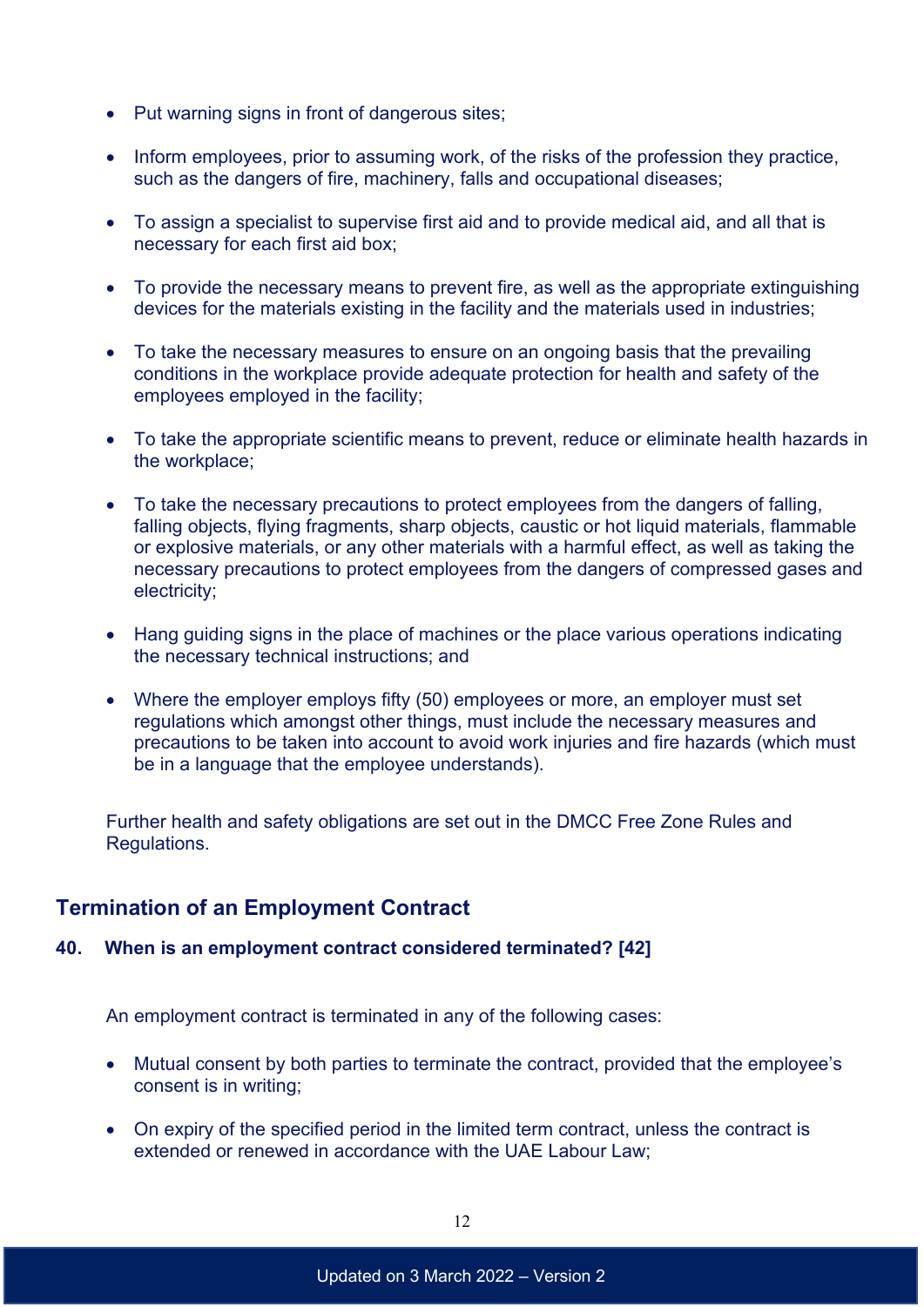- Put warning signs in front of dangerous sites;
- Inform employees, prior to assuming work, of the risks of the profession they practice, such as the dangers of fire, machinery, falls and occupational diseases;
- To assign a specialist to supervise first aid and to provide medical aid, and all that is necessary for each first aid box;
- To provide the necessary means to prevent fire, as well as the appropriate extinguishing devices for the materials existing in the facility and the materials used in industries;
- To take the necessary measures to ensure on an ongoing basis that the prevailing conditions in the workplace provide adequate protection for health and safety of the employees employed in the facility;
- To take the appropriate scientific means to prevent, reduce or eliminate health hazards in the workplace;
- To take the necessary precautions to protect employees from the dangers of falling, falling objects, flying fragments, sharp objects, caustic or hot liquid materials, flammable or explosive materials, or any other materials with a harmful effect, as well as taking the necessary precautions to protect employees from the dangers of compressed gases and electricity;
- Hang guiding signs in the place of machines or the place various operations indicating the necessary technical instructions; and
- Where the employer employs fifty (50) employees or more, an employer must set regulations which amongst other things, must include the necessary measures and precautions to be taken into account to avoid work injuries and fire hazards (which must be in a language that the employee understands).

Further health and safety obligations are set out in the DMCC Free Zone Rules and Regulations.

## Termination of an Employment Contract

### 40. When is an employment contract considered terminated? [42]

An employment contract is terminated in any of the following cases:

- Mutual consent by both parties to terminate the contract, provided that the employee's consent is in writing;
- On expiry of the specified period in the limited term contract, unless the contract is extended or renewed in accordance with the UAE Labour Law;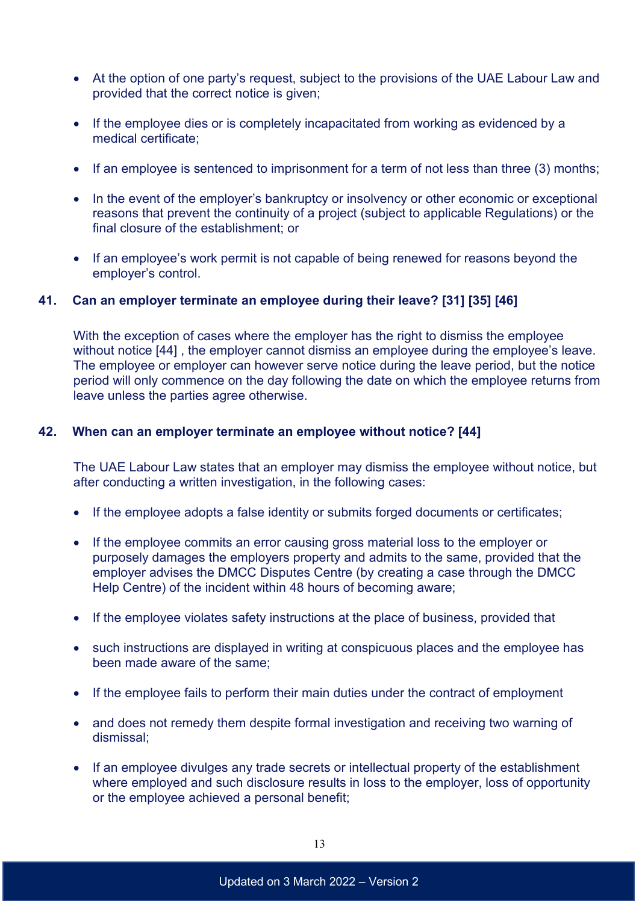- At the option of one party's request, subject to the provisions of the UAE Labour Law and provided that the correct notice is given;
- If the employee dies or is completely incapacitated from working as evidenced by a medical certificate;
- If an employee is sentenced to imprisonment for a term of not less than three (3) months;
- In the event of the employer's bankruptcy or insolvency or other economic or exceptional reasons that prevent the continuity of a project (subject to applicable Regulations) or the final closure of the establishment; or
- If an employee's work permit is not capable of being renewed for reasons beyond the employer's control.

### 41. Can an employer terminate an employee during their leave? [31] [35] [46]

With the exception of cases where the employer has the right to dismiss the employee without notice [44] , the employer cannot dismiss an employee during the employee's leave. The employee or employer can however serve notice during the leave period, but the notice period will only commence on the day following the date on which the employee returns from leave unless the parties agree otherwise.

### 42. When can an employer terminate an employee without notice? [44]

The UAE Labour Law states that an employer may dismiss the employee without notice, but after conducting a written investigation, in the following cases:

- If the employee adopts a false identity or submits forged documents or certificates;
- If the employee commits an error causing gross material loss to the employer or purposely damages the employers property and admits to the same, provided that the employer advises the DMCC Disputes Centre (by creating a case through the DMCC Help Centre) of the incident within 48 hours of becoming aware;
- If the employee violates safety instructions at the place of business, provided that
- such instructions are displayed in writing at conspicuous places and the employee has been made aware of the same;
- If the employee fails to perform their main duties under the contract of employment
- and does not remedy them despite formal investigation and receiving two warning of dismissal;
- If an employee divulges any trade secrets or intellectual property of the establishment where employed and such disclosure results in loss to the employer, loss of opportunity or the employee achieved a personal benefit;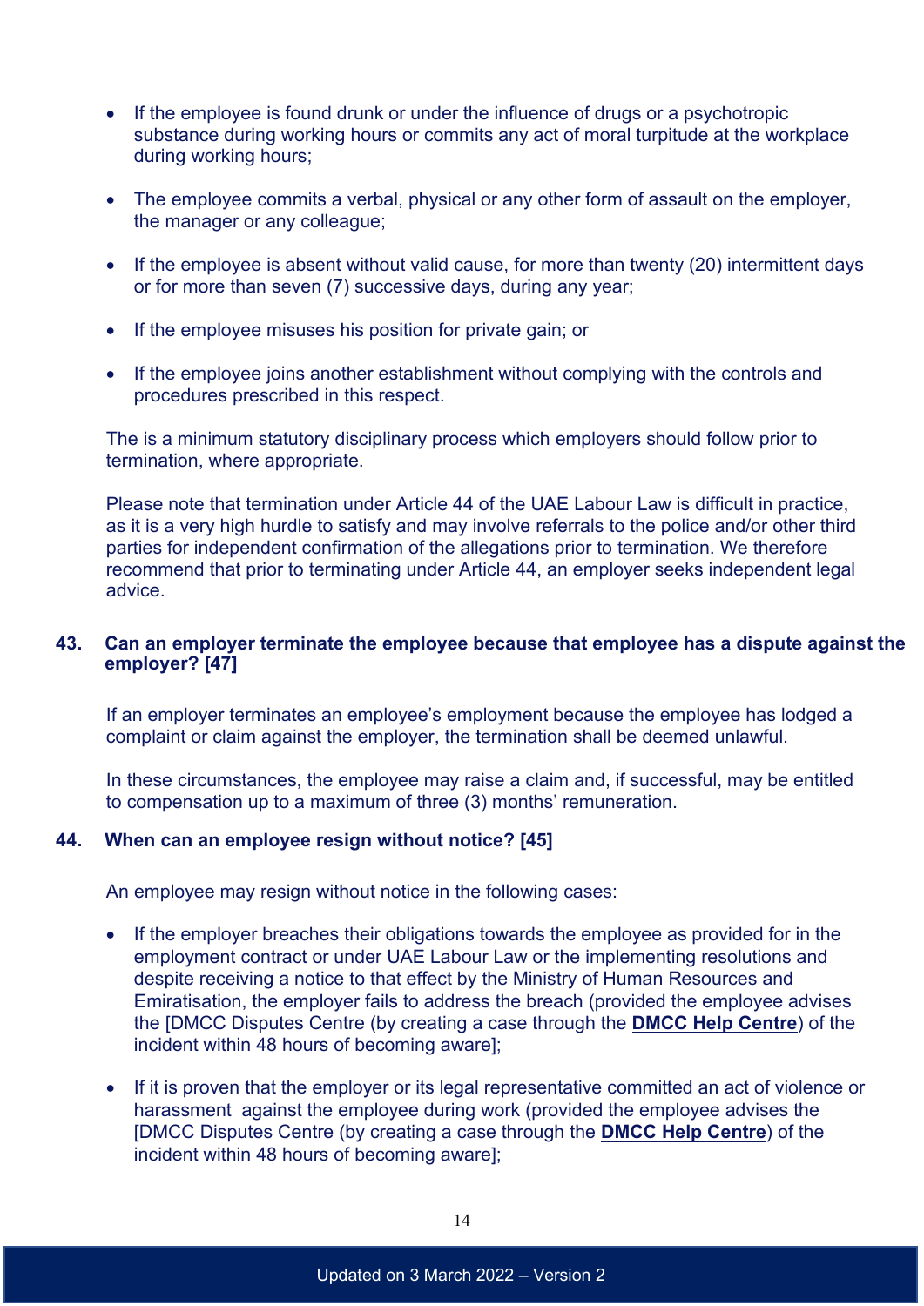- If the employee is found drunk or under the influence of drugs or a psychotropic substance during working hours or commits any act of moral turpitude at the workplace during working hours;
- The employee commits a verbal, physical or any other form of assault on the employer, the manager or any colleague;
- If the employee is absent without valid cause, for more than twenty (20) intermittent days or for more than seven (7) successive days, during any year;
- If the employee misuses his position for private gain; or
- If the employee joins another establishment without complying with the controls and procedures prescribed in this respect.

The is a minimum statutory disciplinary process which employers should follow prior to termination, where appropriate.

Please note that termination under Article 44 of the UAE Labour Law is difficult in practice, as it is a very high hurdle to satisfy and may involve referrals to the police and/or other third parties for independent confirmation of the allegations prior to termination. We therefore recommend that prior to terminating under Article 44, an employer seeks independent legal advice.

## 43. Can an employer terminate the employee because that employee has a dispute against the employer? [47]

If an employer terminates an employee's employment because the employee has lodged a complaint or claim against the employer, the termination shall be deemed unlawful.

In these circumstances, the employee may raise a claim and, if successful, may be entitled to compensation up to a maximum of three (3) months' remuneration.

## 44. When can an employee resign without notice? [45]

An employee may resign without notice in the following cases:

- If the employer breaches their obligations towards the employee as provided for in the employment contract or under UAE Labour Law or the implementing resolutions and despite receiving a notice to that effect by the Ministry of Human Resources and Emiratisation, the employer fails to address the breach (provided the employee advises the [DMCC Disputes Centre (by creating a case through the **DMCC Help Centre**) of the incident within 48 hours of becoming aware];
- If it is proven that the employer or its legal representative committed an act of violence or harassment against the employee during work (provided the employee advises the [DMCC Disputes Centre (by creating a case through the **DMCC Help Centre**) of the incident within 48 hours of becoming aware];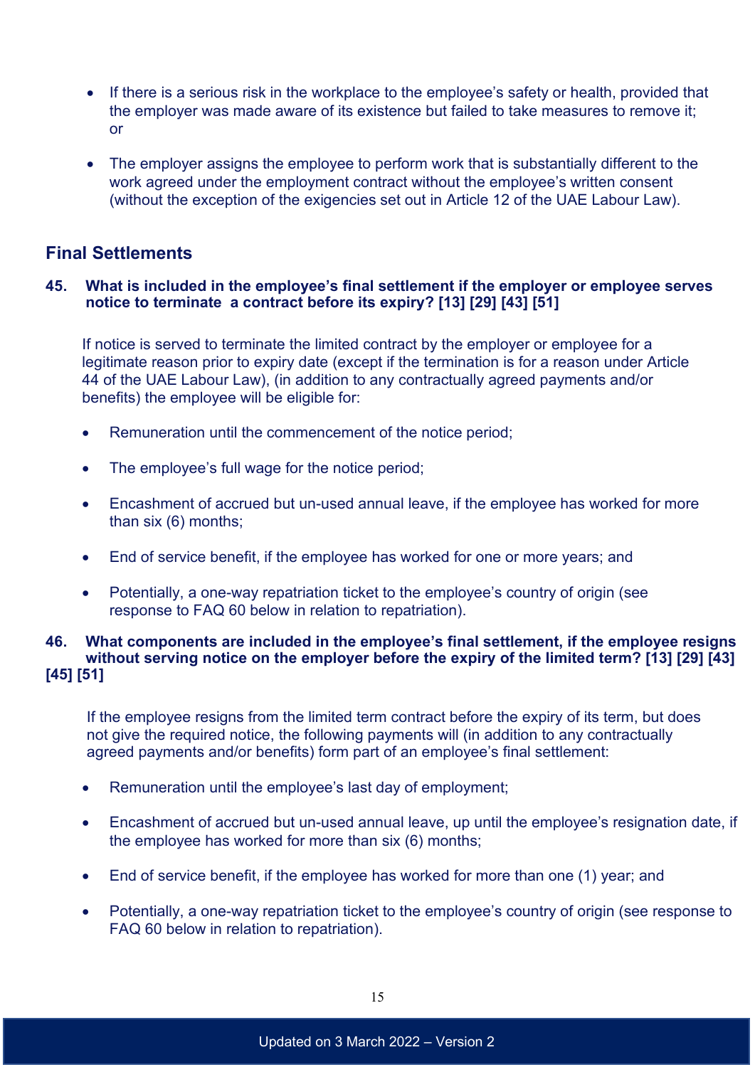- If there is a serious risk in the workplace to the employee's safety or health, provided that the employer was made aware of its existence but failed to take measures to remove it; or

- The employer assigns the employee to perform work that is substantially different to the work agreed under the employment contract without the employee's written consent (without the exception of the exigencies set out in Article 12 of the UAE Labour Law).

## Final Settlements

**45. What is included in the employee's final settlement if the employer or employee serves notice to terminate a contract before its expiry? [13] [29] [43] [51]**

If notice is served to terminate the limited contract by the employer or employee for a legitimate reason prior to expiry date (except if the termination is for a reason under Article 44 of the UAE Labour Law), (in addition to any contractually agreed payments and/or benefits) the employee will be eligible for:

- Remuneration until the commencement of the notice period;

- The employee's full wage for the notice period;

- Encashment of accrued but un-used annual leave, if the employee has worked for more than six (6) months;

- End of service benefit, if the employee has worked for one or more years; and

- Potentially, a one-way repatriation ticket to the employee's country of origin (see response to FAQ 60 below in relation to repatriation).

**46. What components are included in the employee's final settlement, if the employee resigns without serving notice on the employer before the expiry of the limited term? [13] [29] [43] [45] [51]**

If the employee resigns from the limited term contract before the expiry of its term, but does not give the required notice, the following payments will (in addition to any contractually agreed payments and/or benefits) form part of an employee's final settlement:

- Remuneration until the employee's last day of employment;

- Encashment of accrued but un-used annual leave, up until the employee's resignation date, if the employee has worked for more than six (6) months;

- End of service benefit, if the employee has worked for more than one (1) year; and

- Potentially, a one-way repatriation ticket to the employee's country of origin (see response to FAQ 60 below in relation to repatriation).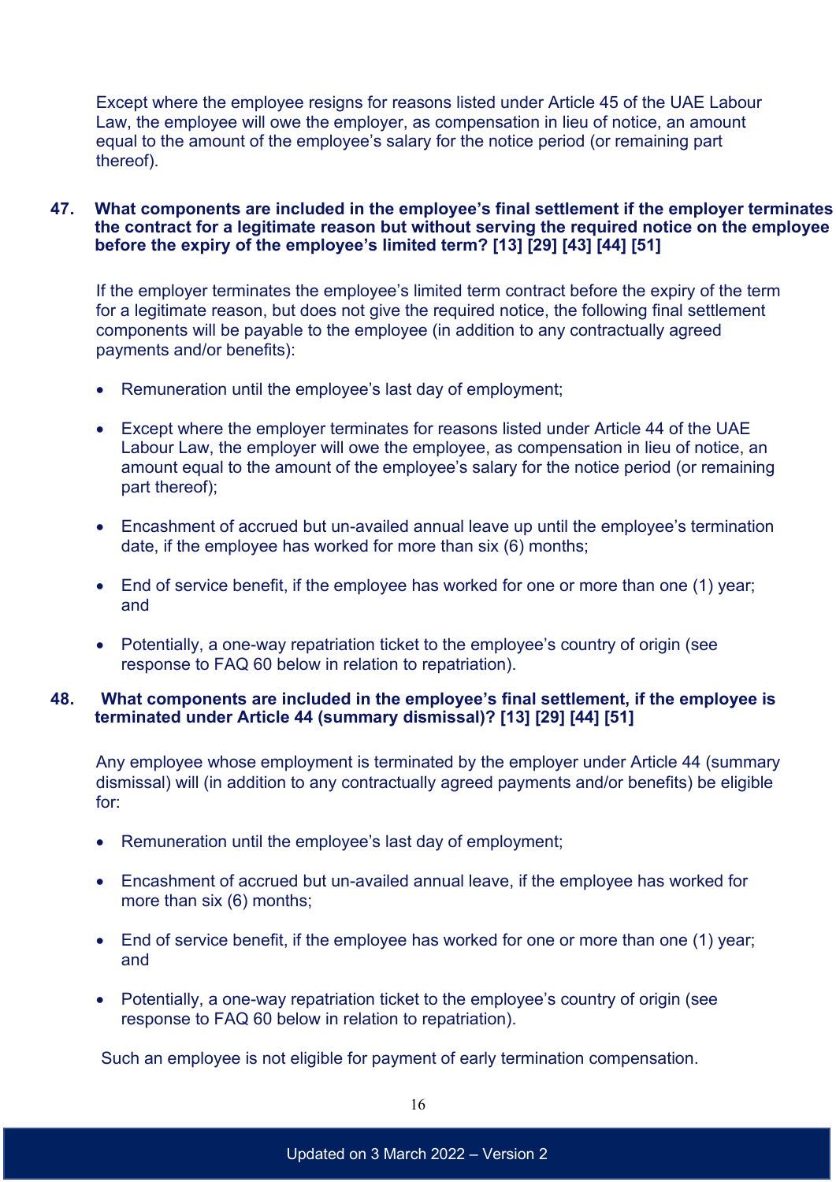Except where the employee resigns for reasons listed under Article 45 of the UAE Labour Law, the employee will owe the employer, as compensation in lieu of notice, an amount equal to the amount of the employee's salary for the notice period (or remaining part thereof).

### 47. What components are included in the employee's final settlement if the employer terminates the contract for a legitimate reason but without serving the required notice on the employee before the expiry of the employee's limited term? [13] [29] [43] [44] [51]

If the employer terminates the employee's limited term contract before the expiry of the term for a legitimate reason, but does not give the required notice, the following final settlement components will be payable to the employee (in addition to any contractually agreed payments and/or benefits):

- Remuneration until the employee's last day of employment;
- Except where the employer terminates for reasons listed under Article 44 of the UAE Labour Law, the employer will owe the employee, as compensation in lieu of notice, an amount equal to the amount of the employee's salary for the notice period (or remaining part thereof);
- Encashment of accrued but un-availed annual leave up until the employee's termination date, if the employee has worked for more than six (6) months;
- End of service benefit, if the employee has worked for one or more than one (1) year; and
- Potentially, a one-way repatriation ticket to the employee's country of origin (see response to FAQ 60 below in relation to repatriation).

### 48. What components are included in the employee's final settlement, if the employee is terminated under Article 44 (summary dismissal)? [13] [29] [44] [51]

Any employee whose employment is terminated by the employer under Article 44 (summary dismissal) will (in addition to any contractually agreed payments and/or benefits) be eligible for:

- Remuneration until the employee's last day of employment;
- Encashment of accrued but un-availed annual leave, if the employee has worked for more than six (6) months;
- End of service benefit, if the employee has worked for one or more than one (1) year; and
- Potentially, a one-way repatriation ticket to the employee's country of origin (see response to FAQ 60 below in relation to repatriation).

Such an employee is not eligible for payment of early termination compensation.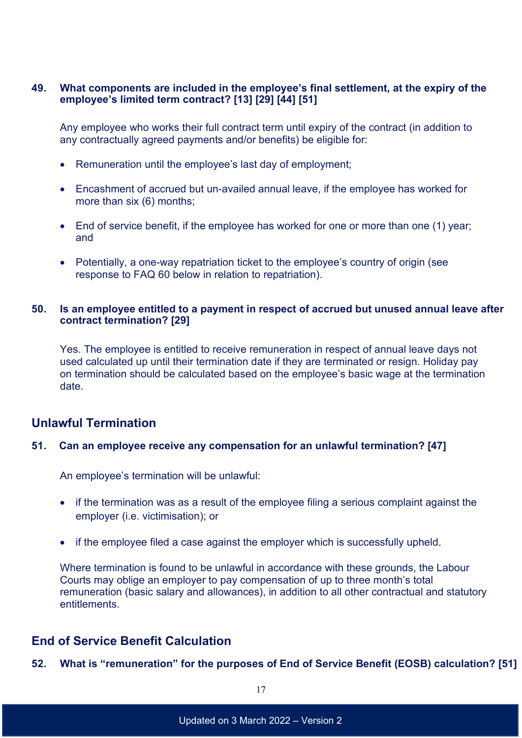**49. What components are included in the employee's final settlement, at the expiry of the employee's limited term contract? [13] [29] [44] [51]**

Any employee who works their full contract term until expiry of the contract (in addition to any contractually agreed payments and/or benefits) be eligible for:

- Remuneration until the employee's last day of employment;
- Encashment of accrued but un-availed annual leave, if the employee has worked for more than six (6) months;
- End of service benefit, if the employee has worked for one or more than one (1) year; and
- Potentially, a one-way repatriation ticket to the employee's country of origin (see response to FAQ 60 below in relation to repatriation).

**50. Is an employee entitled to a payment in respect of accrued but unused annual leave after contract termination? [29]**

Yes. The employee is entitled to receive remuneration in respect of annual leave days not used calculated up until their termination date if they are terminated or resign. Holiday pay on termination should be calculated based on the employee's basic wage at the termination date.

## Unlawful Termination

**51. Can an employee receive any compensation for an unlawful termination? [47]**

An employee's termination will be unlawful:

- if the termination was as a result of the employee filing a serious complaint against the employer (i.e. victimisation); or
- if the employee filed a case against the employer which is successfully upheld.

Where termination is found to be unlawful in accordance with these grounds, the Labour Courts may oblige an employer to pay compensation of up to three month's total remuneration (basic salary and allowances), in addition to all other contractual and statutory entitlements.

## End of Service Benefit Calculation

**52. What is "remuneration" for the purposes of End of Service Benefit (EOSB) calculation? [51]**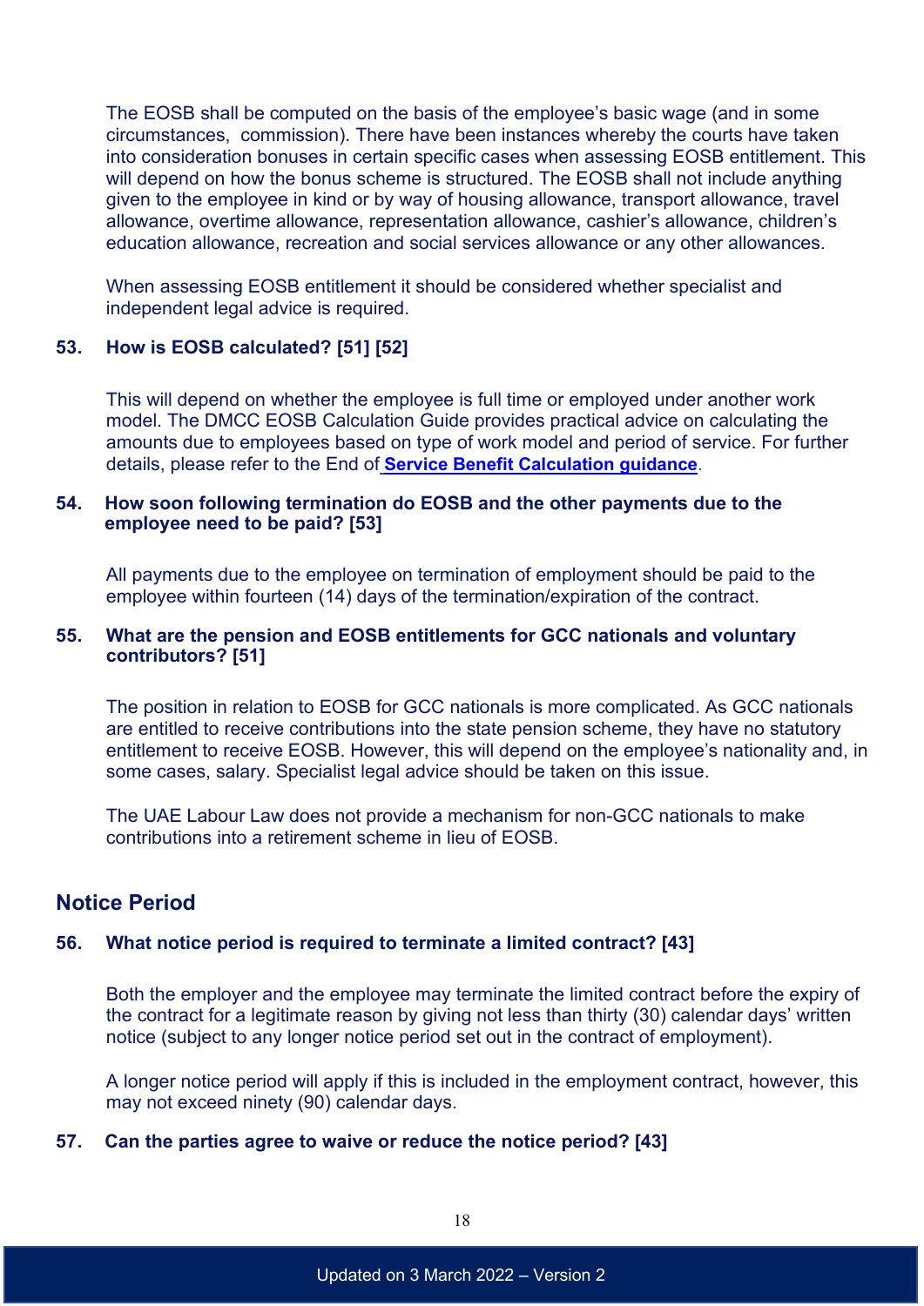The EOSB shall be computed on the basis of the employee's basic wage (and in some circumstances, commission). There have been instances whereby the courts have taken into consideration bonuses in certain specific cases when assessing EOSB entitlement. This will depend on how the bonus scheme is structured. The EOSB shall not include anything given to the employee in kind or by way of housing allowance, transport allowance, travel allowance, overtime allowance, representation allowance, cashier's allowance, children's education allowance, recreation and social services allowance or any other allowances.

When assessing EOSB entitlement it should be considered whether specialist and independent legal advice is required.

### 53. How is EOSB calculated? [51] [52]

This will depend on whether the employee is full time or employed under another work model. The DMCC EOSB Calculation Guide provides practical advice on calculating the amounts due to employees based on type of work model and period of service. For further details, please refer to the End of **Service Benefit Calculation guidance**.

### 54. How soon following termination do EOSB and the other payments due to the employee need to be paid? [53]

All payments due to the employee on termination of employment should be paid to the employee within fourteen (14) days of the termination/expiration of the contract.

### 55. What are the pension and EOSB entitlements for GCC nationals and voluntary contributors? [51]

The position in relation to EOSB for GCC nationals is more complicated. As GCC nationals are entitled to receive contributions into the state pension scheme, they have no statutory entitlement to receive EOSB. However, this will depend on the employee's nationality and, in some cases, salary. Specialist legal advice should be taken on this issue.

The UAE Labour Law does not provide a mechanism for non-GCC nationals to make contributions into a retirement scheme in lieu of EOSB.

## Notice Period

### 56. What notice period is required to terminate a limited contract? [43]

Both the employer and the employee may terminate the limited contract before the expiry of the contract for a legitimate reason by giving not less than thirty (30) calendar days' written notice (subject to any longer notice period set out in the contract of employment).

A longer notice period will apply if this is included in the employment contract, however, this may not exceed ninety (90) calendar days.

### 57. Can the parties agree to waive or reduce the notice period? [43]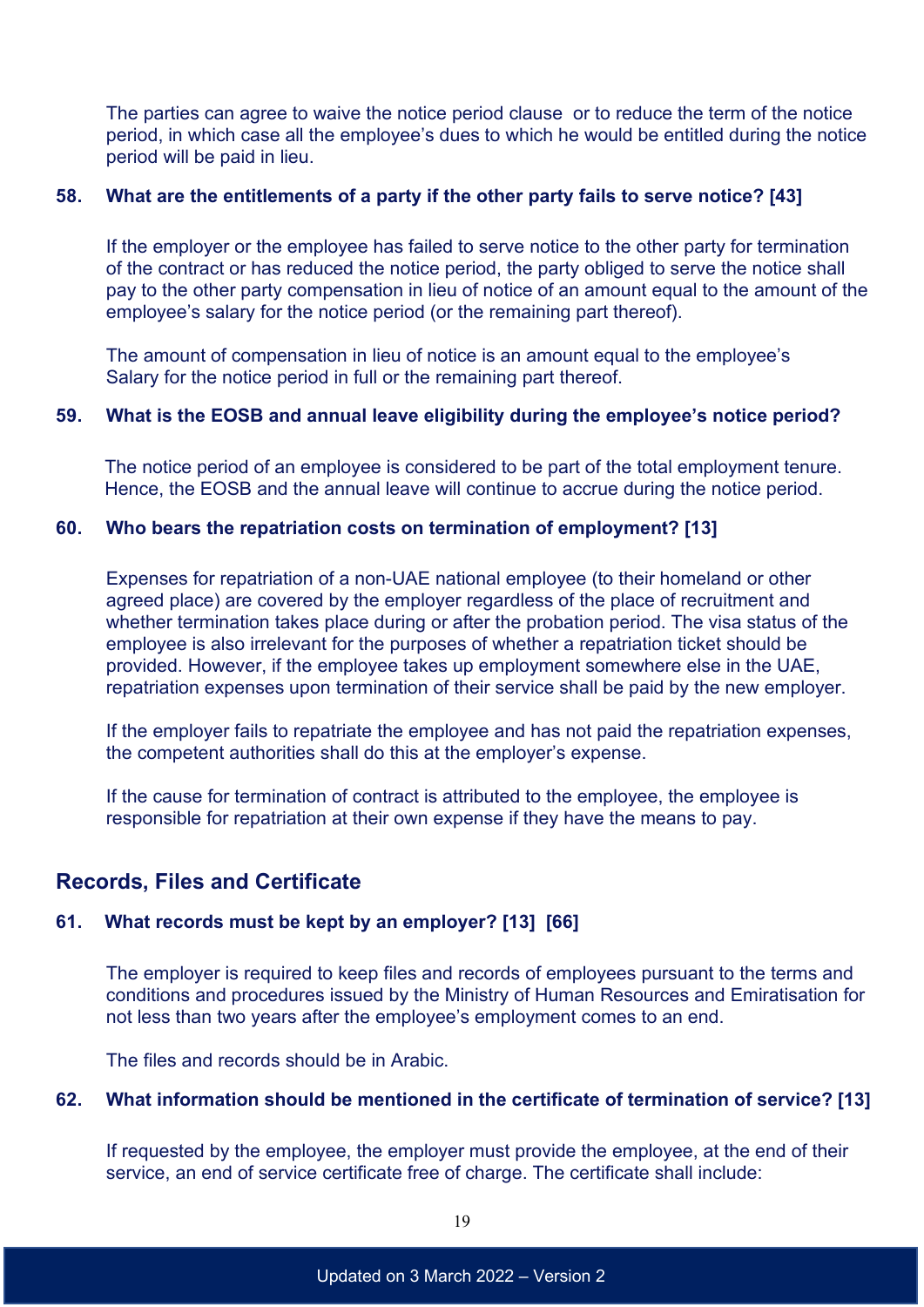The parties can agree to waive the notice period clause or to reduce the term of the notice period, in which case all the employee's dues to which he would be entitled during the notice period will be paid in lieu.

### 58. What are the entitlements of a party if the other party fails to serve notice? [43]

If the employer or the employee has failed to serve notice to the other party for termination of the contract or has reduced the notice period, the party obliged to serve the notice shall pay to the other party compensation in lieu of notice of an amount equal to the amount of the employee's salary for the notice period (or the remaining part thereof).

The amount of compensation in lieu of notice is an amount equal to the employee's Salary for the notice period in full or the remaining part thereof.

### 59. What is the EOSB and annual leave eligibility during the employee's notice period?

The notice period of an employee is considered to be part of the total employment tenure. Hence, the EOSB and the annual leave will continue to accrue during the notice period.

### 60. Who bears the repatriation costs on termination of employment? [13]

Expenses for repatriation of a non-UAE national employee (to their homeland or other agreed place) are covered by the employer regardless of the place of recruitment and whether termination takes place during or after the probation period. The visa status of the employee is also irrelevant for the purposes of whether a repatriation ticket should be provided. However, if the employee takes up employment somewhere else in the UAE, repatriation expenses upon termination of their service shall be paid by the new employer.

If the employer fails to repatriate the employee and has not paid the repatriation expenses, the competent authorities shall do this at the employer's expense.

If the cause for termination of contract is attributed to the employee, the employee is responsible for repatriation at their own expense if they have the means to pay.

## Records, Files and Certificate

### 61. What records must be kept by an employer? [13] [66]

The employer is required to keep files and records of employees pursuant to the terms and conditions and procedures issued by the Ministry of Human Resources and Emiratisation for not less than two years after the employee's employment comes to an end.

The files and records should be in Arabic.

### 62. What information should be mentioned in the certificate of termination of service? [13]

If requested by the employee, the employer must provide the employee, at the end of their service, an end of service certificate free of charge. The certificate shall include: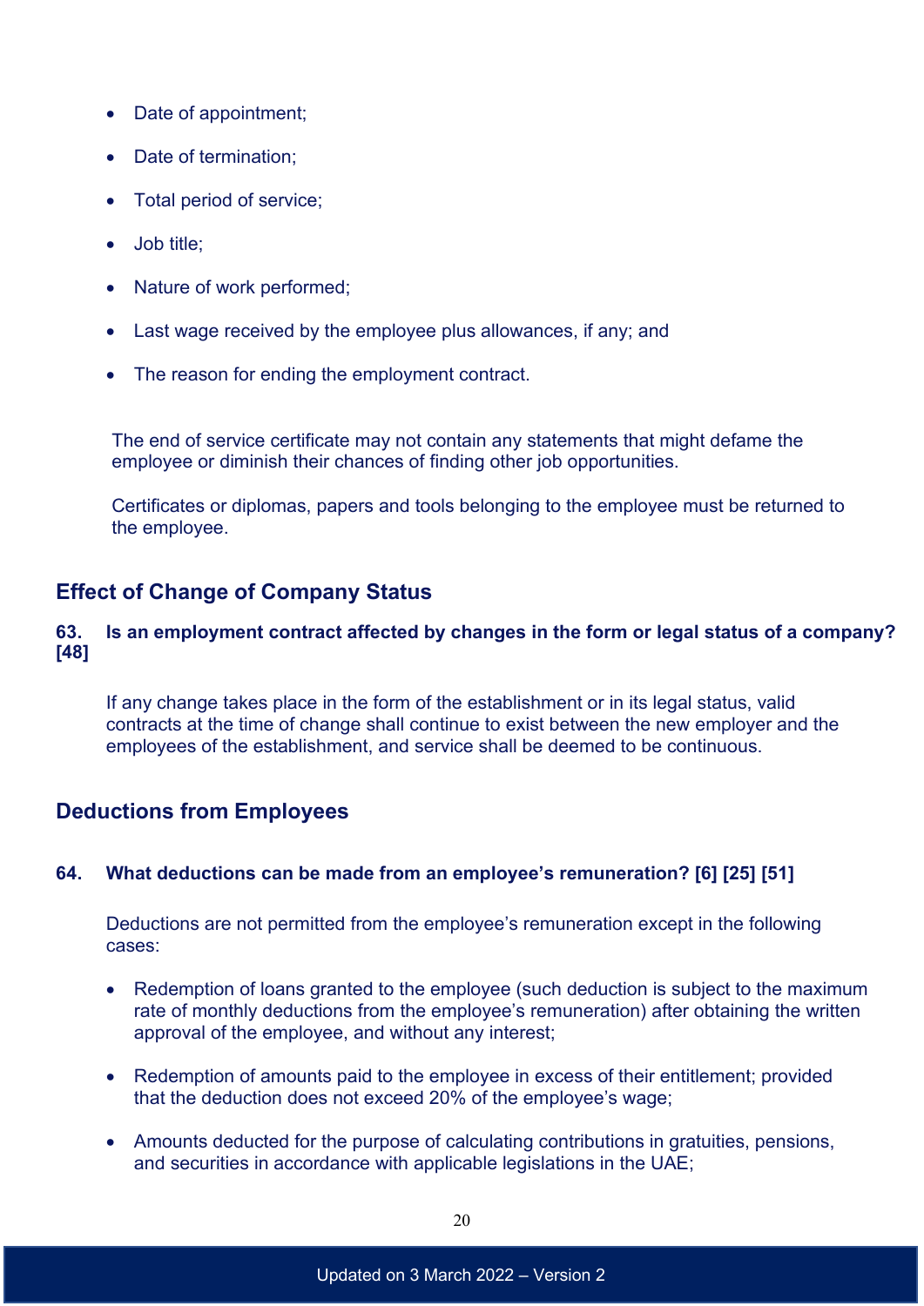- Date of appointment;
- Date of termination;
- Total period of service;
- Job title;
- Nature of work performed;
- Last wage received by the employee plus allowances, if any; and
- The reason for ending the employment contract.

The end of service certificate may not contain any statements that might defame the employee or diminish their chances of finding other job opportunities.

Certificates or diplomas, papers and tools belonging to the employee must be returned to the employee.

## Effect of Change of Company Status

### 63. Is an employment contract affected by changes in the form or legal status of a company? [48]

If any change takes place in the form of the establishment or in its legal status, valid contracts at the time of change shall continue to exist between the new employer and the employees of the establishment, and service shall be deemed to be continuous.

## Deductions from Employees

### 64. What deductions can be made from an employee's remuneration? [6] [25] [51]

Deductions are not permitted from the employee's remuneration except in the following cases:

- Redemption of loans granted to the employee (such deduction is subject to the maximum rate of monthly deductions from the employee's remuneration) after obtaining the written approval of the employee, and without any interest;
- Redemption of amounts paid to the employee in excess of their entitlement; provided that the deduction does not exceed 20% of the employee's wage;
- Amounts deducted for the purpose of calculating contributions in gratuities, pensions, and securities in accordance with applicable legislations in the UAE;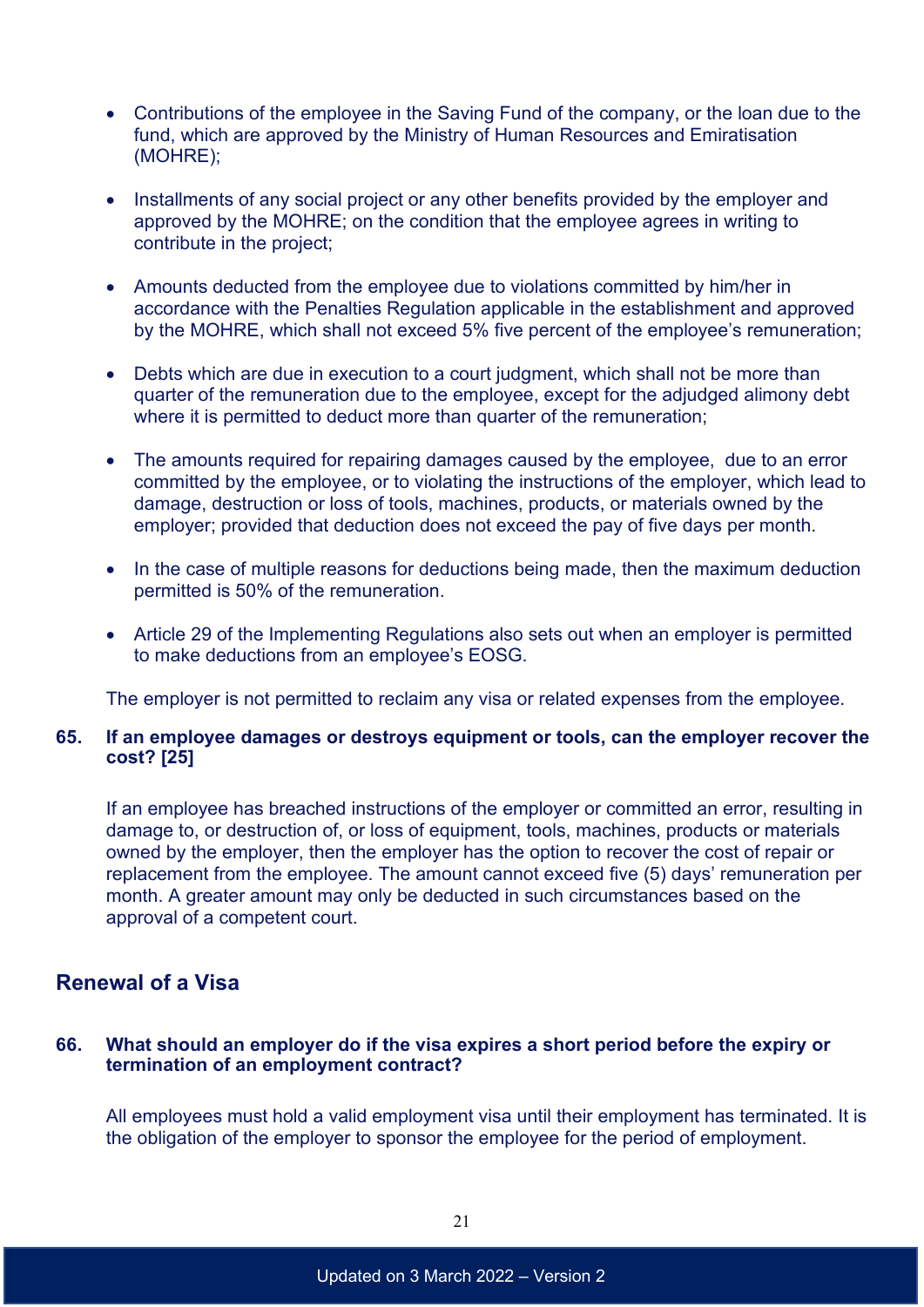- Contributions of the employee in the Saving Fund of the company, or the loan due to the fund, which are approved by the Ministry of Human Resources and Emiratisation (MOHRE);

- Installments of any social project or any other benefits provided by the employer and approved by the MOHRE; on the condition that the employee agrees in writing to contribute in the project;

- Amounts deducted from the employee due to violations committed by him/her in accordance with the Penalties Regulation applicable in the establishment and approved by the MOHRE, which shall not exceed 5% five percent of the employee's remuneration;

- Debts which are due in execution to a court judgment, which shall not be more than quarter of the remuneration due to the employee, except for the adjudged alimony debt where it is permitted to deduct more than quarter of the remuneration;

- The amounts required for repairing damages caused by the employee, due to an error committed by the employee, or to violating the instructions of the employer, which lead to damage, destruction or loss of tools, machines, products, or materials owned by the employer; provided that deduction does not exceed the pay of five days per month.

- In the case of multiple reasons for deductions being made, then the maximum deduction permitted is 50% of the remuneration.

- Article 29 of the Implementing Regulations also sets out when an employer is permitted to make deductions from an employee's EOSG.

The employer is not permitted to reclaim any visa or related expenses from the employee.

**65. If an employee damages or destroys equipment or tools, can the employer recover the cost? [25]**

If an employee has breached instructions of the employer or committed an error, resulting in damage to, or destruction of, or loss of equipment, tools, machines, products or materials owned by the employer, then the employer has the option to recover the cost of repair or replacement from the employee. The amount cannot exceed five (5) days' remuneration per month. A greater amount may only be deducted in such circumstances based on the approval of a competent court.

## Renewal of a Visa

**66. What should an employer do if the visa expires a short period before the expiry or termination of an employment contract?**

All employees must hold a valid employment visa until their employment has terminated. It is the obligation of the employer to sponsor the employee for the period of employment.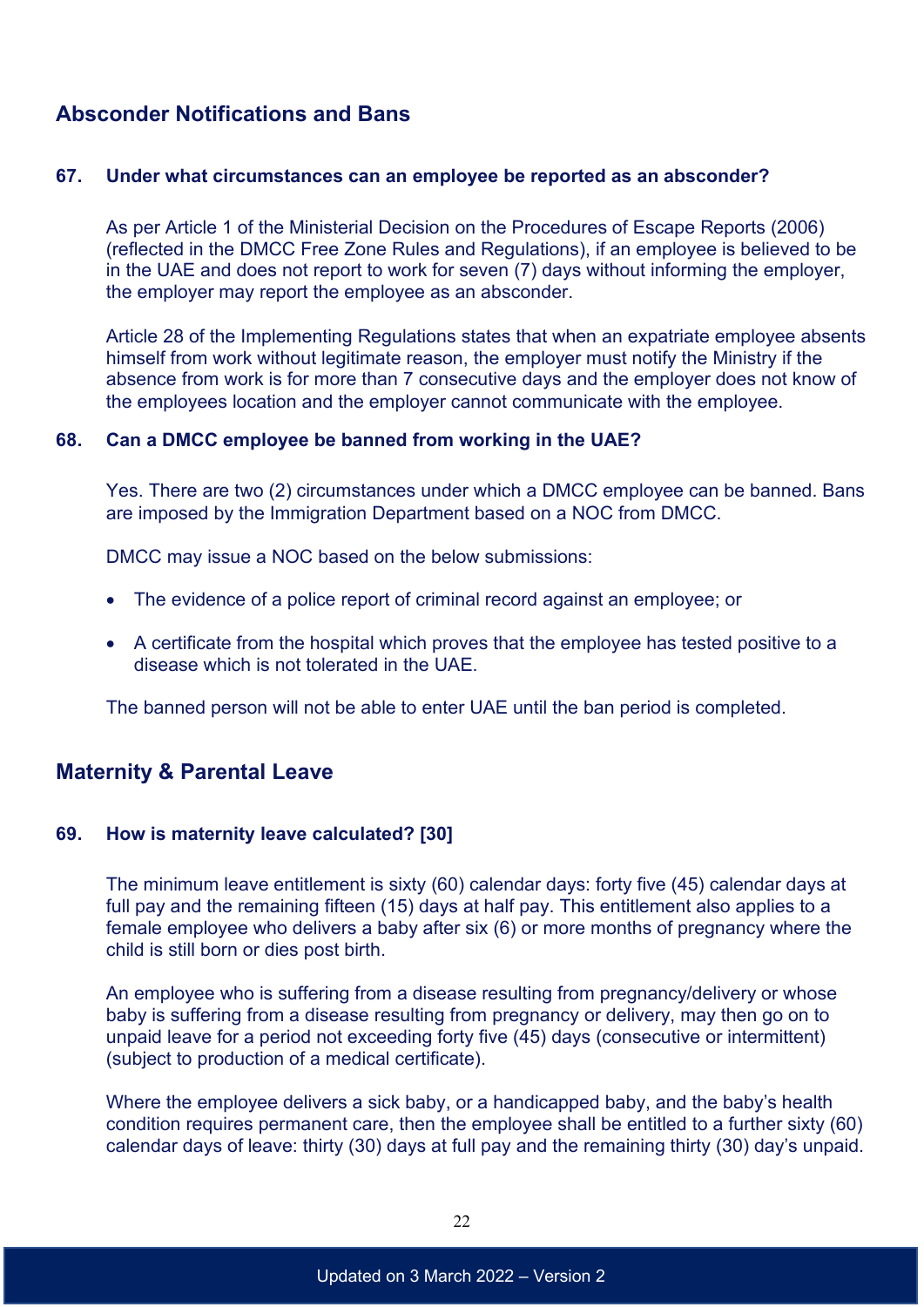## Absconder Notifications and Bans

### 67. Under what circumstances can an employee be reported as an absconder?

As per Article 1 of the Ministerial Decision on the Procedures of Escape Reports (2006) (reflected in the DMCC Free Zone Rules and Regulations), if an employee is believed to be in the UAE and does not report to work for seven (7) days without informing the employer, the employer may report the employee as an absconder.

Article 28 of the Implementing Regulations states that when an expatriate employee absents himself from work without legitimate reason, the employer must notify the Ministry if the absence from work is for more than 7 consecutive days and the employer does not know of the employees location and the employer cannot communicate with the employee.

### 68. Can a DMCC employee be banned from working in the UAE?

Yes. There are two (2) circumstances under which a DMCC employee can be banned. Bans are imposed by the Immigration Department based on a NOC from DMCC.

DMCC may issue a NOC based on the below submissions:

- The evidence of a police report of criminal record against an employee; or
- A certificate from the hospital which proves that the employee has tested positive to a disease which is not tolerated in the UAE.

The banned person will not be able to enter UAE until the ban period is completed.

## Maternity & Parental Leave

### 69. How is maternity leave calculated? [30]

The minimum leave entitlement is sixty (60) calendar days: forty five (45) calendar days at full pay and the remaining fifteen (15) days at half pay. This entitlement also applies to a female employee who delivers a baby after six (6) or more months of pregnancy where the child is still born or dies post birth.

An employee who is suffering from a disease resulting from pregnancy/delivery or whose baby is suffering from a disease resulting from pregnancy or delivery, may then go on to unpaid leave for a period not exceeding forty five (45) days (consecutive or intermittent) (subject to production of a medical certificate).

Where the employee delivers a sick baby, or a handicapped baby, and the baby's health condition requires permanent care, then the employee shall be entitled to a further sixty (60) calendar days of leave: thirty (30) days at full pay and the remaining thirty (30) day's unpaid.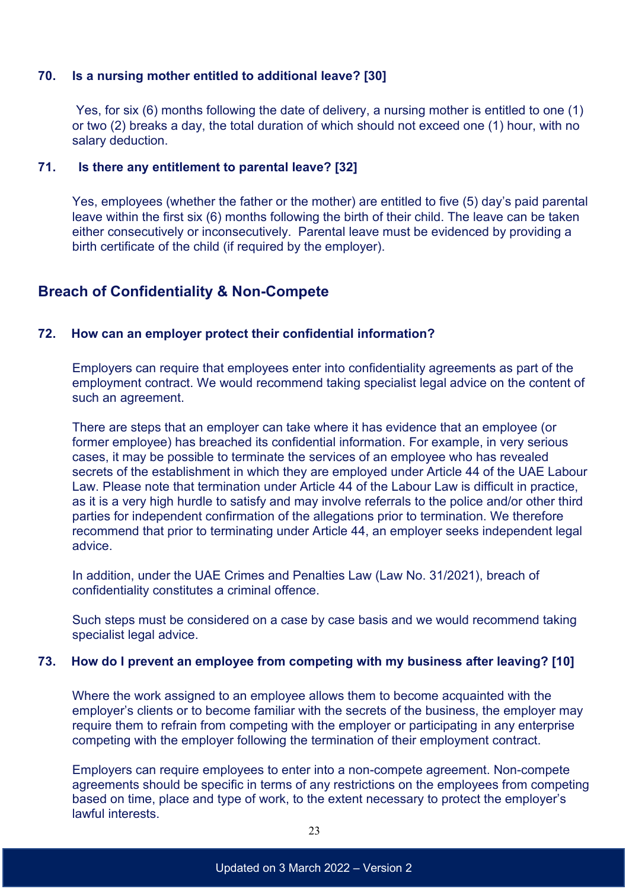**70. Is a nursing mother entitled to additional leave? [30]**

Yes, for six (6) months following the date of delivery, a nursing mother is entitled to one (1) or two (2) breaks a day, the total duration of which should not exceed one (1) hour, with no salary deduction.

**71. Is there any entitlement to parental leave? [32]**

Yes, employees (whether the father or the mother) are entitled to five (5) day's paid parental leave within the first six (6) months following the birth of their child. The leave can be taken either consecutively or inconsecutively. Parental leave must be evidenced by providing a birth certificate of the child (if required by the employer).

## Breach of Confidentiality & Non-Compete

**72. How can an employer protect their confidential information?**

Employers can require that employees enter into confidentiality agreements as part of the employment contract. We would recommend taking specialist legal advice on the content of such an agreement.

There are steps that an employer can take where it has evidence that an employee (or former employee) has breached its confidential information. For example, in very serious cases, it may be possible to terminate the services of an employee who has revealed secrets of the establishment in which they are employed under Article 44 of the UAE Labour Law. Please note that termination under Article 44 of the Labour Law is difficult in practice, as it is a very high hurdle to satisfy and may involve referrals to the police and/or other third parties for independent confirmation of the allegations prior to termination. We therefore recommend that prior to terminating under Article 44, an employer seeks independent legal advice.

In addition, under the UAE Crimes and Penalties Law (Law No. 31/2021), breach of confidentiality constitutes a criminal offence.

Such steps must be considered on a case by case basis and we would recommend taking specialist legal advice.

**73. How do I prevent an employee from competing with my business after leaving? [10]**

Where the work assigned to an employee allows them to become acquainted with the employer's clients or to become familiar with the secrets of the business, the employer may require them to refrain from competing with the employer or participating in any enterprise competing with the employer following the termination of their employment contract.

Employers can require employees to enter into a non-compete agreement. Non-compete agreements should be specific in terms of any restrictions on the employees from competing based on time, place and type of work, to the extent necessary to protect the employer's lawful interests.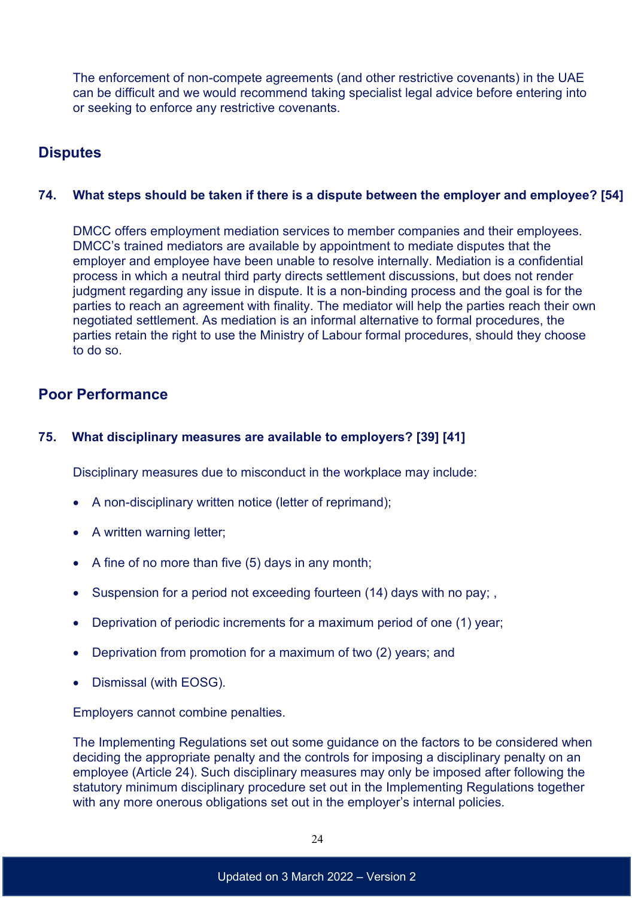The enforcement of non-compete agreements (and other restrictive covenants) in the UAE can be difficult and we would recommend taking specialist legal advice before entering into or seeking to enforce any restrictive covenants.

## Disputes

### 74. What steps should be taken if there is a dispute between the employer and employee? [54]

DMCC offers employment mediation services to member companies and their employees. DMCC's trained mediators are available by appointment to mediate disputes that the employer and employee have been unable to resolve internally. Mediation is a confidential process in which a neutral third party directs settlement discussions, but does not render judgment regarding any issue in dispute. It is a non-binding process and the goal is for the parties to reach an agreement with finality. The mediator will help the parties reach their own negotiated settlement. As mediation is an informal alternative to formal procedures, the parties retain the right to use the Ministry of Labour formal procedures, should they choose to do so.

## Poor Performance

### 75. What disciplinary measures are available to employers? [39] [41]

Disciplinary measures due to misconduct in the workplace may include:

- A non-disciplinary written notice (letter of reprimand);
- A written warning letter;
- A fine of no more than five (5) days in any month;
- Suspension for a period not exceeding fourteen (14) days with no pay; ,
- Deprivation of periodic increments for a maximum period of one (1) year;
- Deprivation from promotion for a maximum of two (2) years; and
- Dismissal (with EOSG).

Employers cannot combine penalties.

The Implementing Regulations set out some guidance on the factors to be considered when deciding the appropriate penalty and the controls for imposing a disciplinary penalty on an employee (Article 24). Such disciplinary measures may only be imposed after following the statutory minimum disciplinary procedure set out in the Implementing Regulations together with any more onerous obligations set out in the employer's internal policies.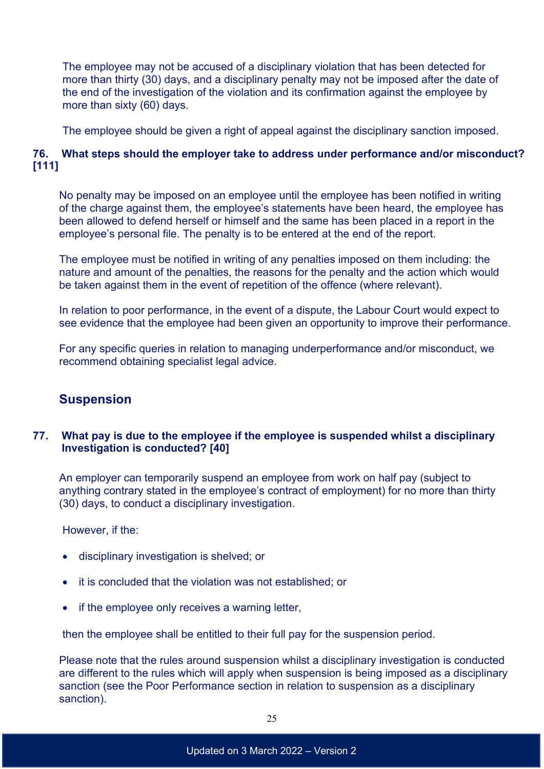The employee may not be accused of a disciplinary violation that has been detected for more than thirty (30) days, and a disciplinary penalty may not be imposed after the date of the end of the investigation of the violation and its confirmation against the employee by more than sixty (60) days.

The employee should be given a right of appeal against the disciplinary sanction imposed.

### 76. What steps should the employer take to address under performance and/or misconduct? [111]

No penalty may be imposed on an employee until the employee has been notified in writing of the charge against them, the employee's statements have been heard, the employee has been allowed to defend herself or himself and the same has been placed in a report in the employee's personal file. The penalty is to be entered at the end of the report.

The employee must be notified in writing of any penalties imposed on them including: the nature and amount of the penalties, the reasons for the penalty and the action which would be taken against them in the event of repetition of the offence (where relevant).

In relation to poor performance, in the event of a dispute, the Labour Court would expect to see evidence that the employee had been given an opportunity to improve their performance.

For any specific queries in relation to managing underperformance and/or misconduct, we recommend obtaining specialist legal advice.

## Suspension

### 77. What pay is due to the employee if the employee is suspended whilst a disciplinary Investigation is conducted? [40]

An employer can temporarily suspend an employee from work on half pay (subject to anything contrary stated in the employee's contract of employment) for no more than thirty (30) days, to conduct a disciplinary investigation.

However, if the:

- disciplinary investigation is shelved; or
- it is concluded that the violation was not established; or
- if the employee only receives a warning letter,

then the employee shall be entitled to their full pay for the suspension period.

Please note that the rules around suspension whilst a disciplinary investigation is conducted are different to the rules which will apply when suspension is being imposed as a disciplinary sanction (see the Poor Performance section in relation to suspension as a disciplinary sanction).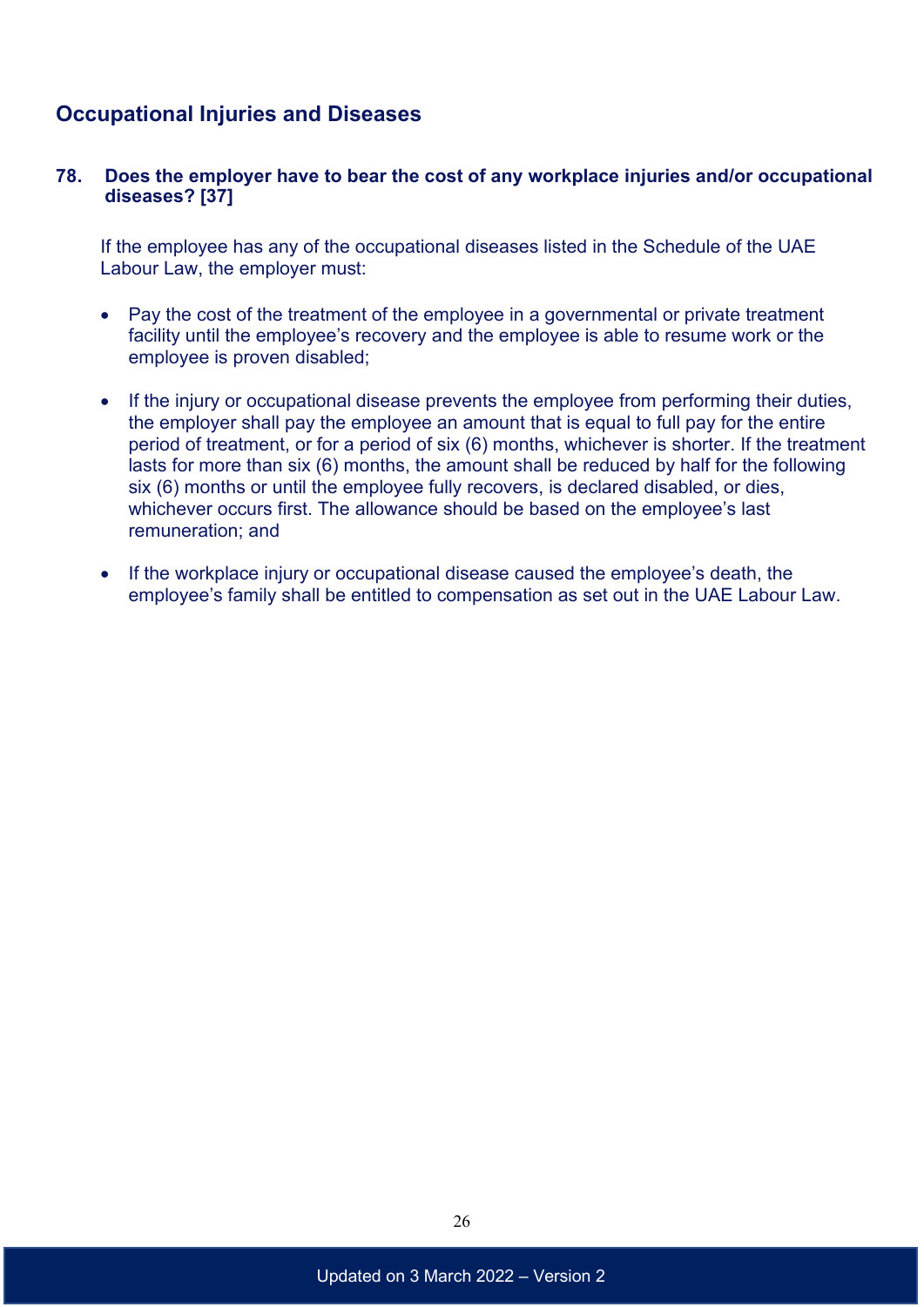## Occupational Injuries and Diseases

### 78. Does the employer have to bear the cost of any workplace injuries and/or occupational diseases? [37]

If the employee has any of the occupational diseases listed in the Schedule of the UAE Labour Law, the employer must:

- Pay the cost of the treatment of the employee in a governmental or private treatment facility until the employee's recovery and the employee is able to resume work or the employee is proven disabled;

- If the injury or occupational disease prevents the employee from performing their duties, the employer shall pay the employee an amount that is equal to full pay for the entire period of treatment, or for a period of six (6) months, whichever is shorter. If the treatment lasts for more than six (6) months, the amount shall be reduced by half for the following six (6) months or until the employee fully recovers, is declared disabled, or dies, whichever occurs first. The allowance should be based on the employee's last remuneration; and

- If the workplace injury or occupational disease caused the employee's death, the employee's family shall be entitled to compensation as set out in the UAE Labour Law.